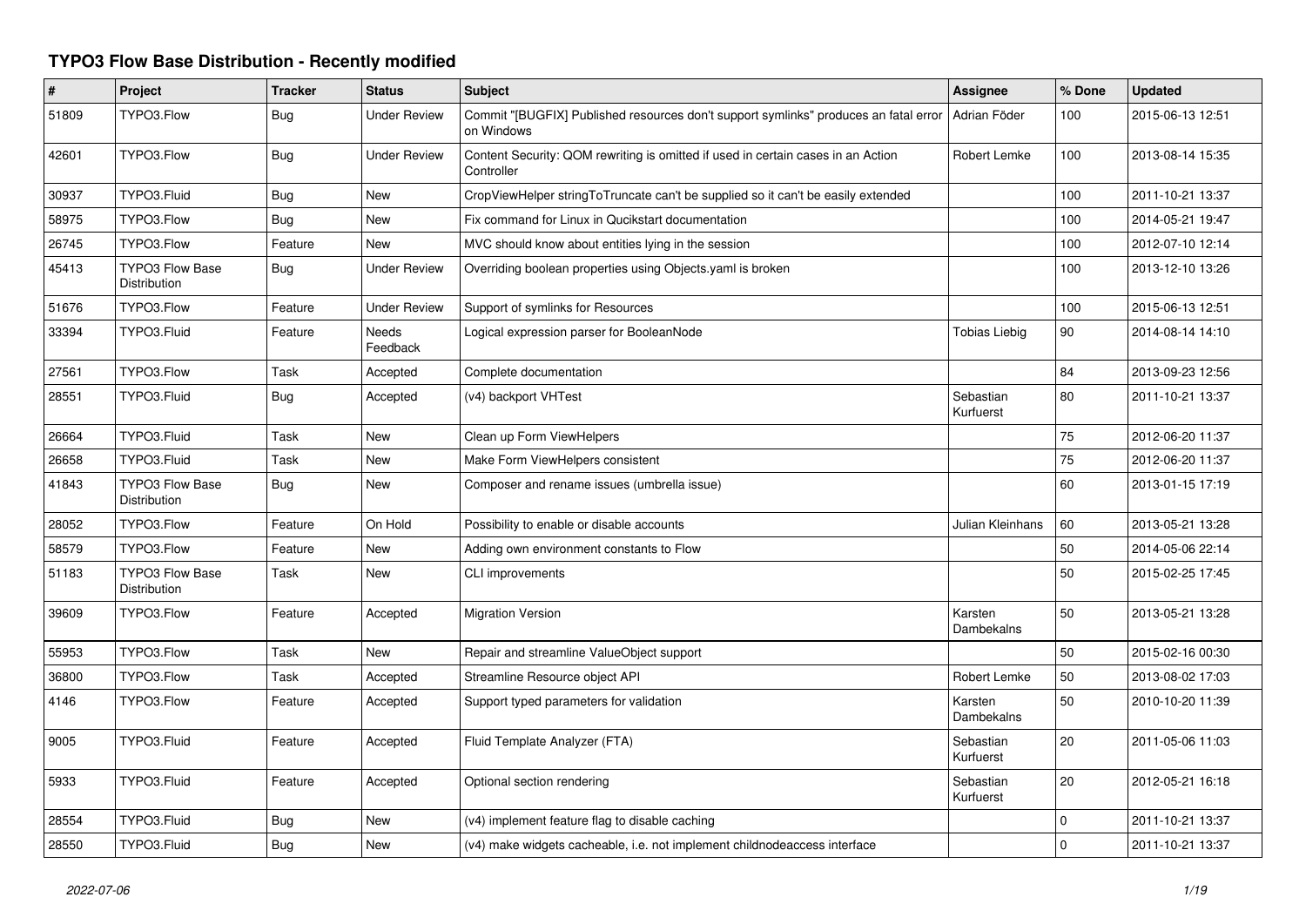# TYPO3 Flow Base Distribution - Recently modified

| # | Project | Tracker | Status | Subject | Assignee | % Done | Updated |
|---|---|---|---|---|---|---|---|
| 51809 | TYPO3.Flow | Bug | Under Review | Commit "[BUGFIX] Published resources don't support symlinks" produces an fatal error on Windows | Adrian Föder | 100 | 2015-06-13 12:51 |
| 42601 | TYPO3.Flow | Bug | Under Review | Content Security: QOM rewriting is omitted if used in certain cases in an Action Controller | Robert Lemke | 100 | 2013-08-14 15:35 |
| 30937 | TYPO3.Fluid | Bug | New | CropViewHelper stringToTruncate can't be supplied so it can't be easily extended | | 100 | 2011-10-21 13:37 |
| 58975 | TYPO3.Flow | Bug | New | Fix command for Linux in Qucikstart documentation | | 100 | 2014-05-21 19:47 |
| 26745 | TYPO3.Flow | Feature | New | MVC should know about entities lying in the session | | 100 | 2012-07-10 12:14 |
| 45413 | TYPO3 Flow Base Distribution | Bug | Under Review | Overriding boolean properties using Objects.yaml is broken | | 100 | 2013-12-10 13:26 |
| 51676 | TYPO3.Flow | Feature | Under Review | Support of symlinks for Resources | | 100 | 2015-06-13 12:51 |
| 33394 | TYPO3.Fluid | Feature | Needs Feedback | Logical expression parser for BooleanNode | Tobias Liebig | 90 | 2014-08-14 14:10 |
| 27561 | TYPO3.Flow | Task | Accepted | Complete documentation | | 84 | 2013-09-23 12:56 |
| 28551 | TYPO3.Fluid | Bug | Accepted | (v4) backport VHTest | Sebastian Kurfuerst | 80 | 2011-10-21 13:37 |
| 26664 | TYPO3.Fluid | Task | New | Clean up Form ViewHelpers | | 75 | 2012-06-20 11:37 |
| 26658 | TYPO3.Fluid | Task | New | Make Form ViewHelpers consistent | | 75 | 2012-06-20 11:37 |
| 41843 | TYPO3 Flow Base Distribution | Bug | New | Composer and rename issues (umbrella issue) | | 60 | 2013-01-15 17:19 |
| 28052 | TYPO3.Flow | Feature | On Hold | Possibility to enable or disable accounts | Julian Kleinhans | 60 | 2013-05-21 13:28 |
| 58579 | TYPO3.Flow | Feature | New | Adding own environment constants to Flow | | 50 | 2014-05-06 22:14 |
| 51183 | TYPO3 Flow Base Distribution | Task | New | CLI improvements | | 50 | 2015-02-25 17:45 |
| 39609 | TYPO3.Flow | Feature | Accepted | Migration Version | Karsten Dambekalns | 50 | 2013-05-21 13:28 |
| 55953 | TYPO3.Flow | Task | New | Repair and streamline ValueObject support | | 50 | 2015-02-16 00:30 |
| 36800 | TYPO3.Flow | Task | Accepted | Streamline Resource object API | Robert Lemke | 50 | 2013-08-02 17:03 |
| 4146 | TYPO3.Flow | Feature | Accepted | Support typed parameters for validation | Karsten Dambekalns | 50 | 2010-10-20 11:39 |
| 9005 | TYPO3.Fluid | Feature | Accepted | Fluid Template Analyzer (FTA) | Sebastian Kurfuerst | 20 | 2011-05-06 11:03 |
| 5933 | TYPO3.Fluid | Feature | Accepted | Optional section rendering | Sebastian Kurfuerst | 20 | 2012-05-21 16:18 |
| 28554 | TYPO3.Fluid | Bug | New | (v4) implement feature flag to disable caching | | 0 | 2011-10-21 13:37 |
| 28550 | TYPO3.Fluid | Bug | New | (v4) make widgets cacheable, i.e. not implement childnodeaccess interface | | 0 | 2011-10-21 13:37 |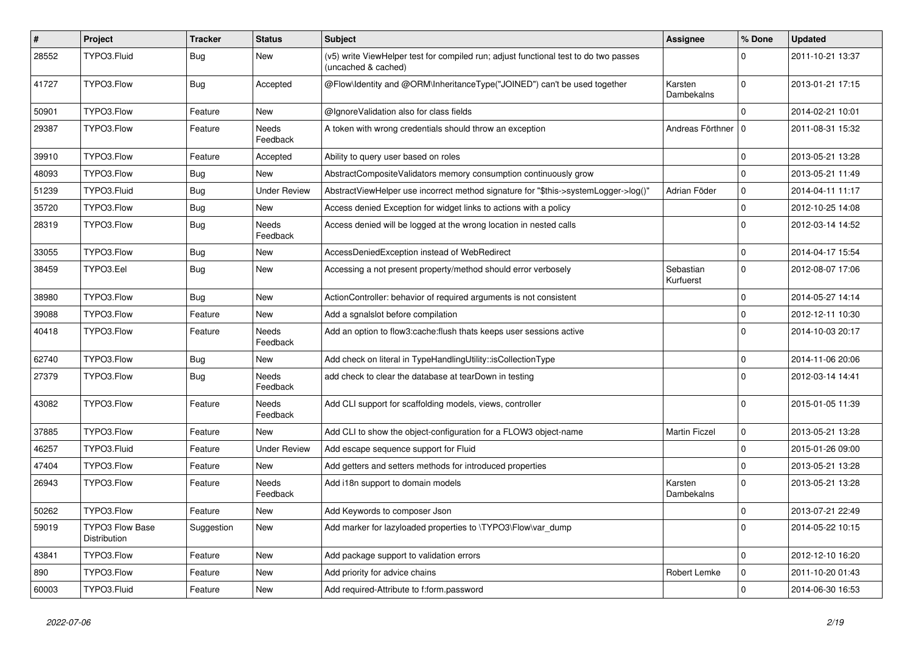| # | Project | Tracker | Status | Subject | Assignee | % Done | Updated |
|---|---|---|---|---|---|---|---|
| 28552 | TYPO3.Fluid | Bug | New | (v5) write ViewHelper test for compiled run; adjust functional test to do two passes (uncached & cached) | | 0 | 2011-10-21 13:37 |
| 41727 | TYPO3.Flow | Bug | Accepted | @Flow\Identity and @ORM\InheritanceType("JOINED") can't be used together | Karsten Dambekalns | 0 | 2013-01-21 17:15 |
| 50901 | TYPO3.Flow | Feature | New | @IgnoreValidation also for class fields | | 0 | 2014-02-21 10:01 |
| 29387 | TYPO3.Flow | Feature | Needs Feedback | A token with wrong credentials should throw an exception | Andreas Förthner | 0 | 2011-08-31 15:32 |
| 39910 | TYPO3.Flow | Feature | Accepted | Ability to query user based on roles | | 0 | 2013-05-21 13:28 |
| 48093 | TYPO3.Flow | Bug | New | AbstractCompositeValidators memory consumption continuously grow | | 0 | 2013-05-21 11:49 |
| 51239 | TYPO3.Fluid | Bug | Under Review | AbstractViewHelper use incorrect method signature for "$this->systemLogger->log()" | Adrian Föder | 0 | 2014-04-11 11:17 |
| 35720 | TYPO3.Flow | Bug | New | Access denied Exception for widget links to actions with a policy | | 0 | 2012-10-25 14:08 |
| 28319 | TYPO3.Flow | Bug | Needs Feedback | Access denied will be logged at the wrong location in nested calls | | 0 | 2012-03-14 14:52 |
| 33055 | TYPO3.Flow | Bug | New | AccessDeniedException instead of WebRedirect | | 0 | 2014-04-17 15:54 |
| 38459 | TYPO3.Eel | Bug | New | Accessing a not present property/method should error verbosely | Sebastian Kurfuerst | 0 | 2012-08-07 17:06 |
| 38980 | TYPO3.Flow | Bug | New | ActionController: behavior of required arguments is not consistent | | 0 | 2014-05-27 14:14 |
| 39088 | TYPO3.Flow | Feature | New | Add a sgnalslot before compilation | | 0 | 2012-12-11 10:30 |
| 40418 | TYPO3.Flow | Feature | Needs Feedback | Add an option to flow3:cache:flush thats keeps user sessions active | | 0 | 2014-10-03 20:17 |
| 62740 | TYPO3.Flow | Bug | New | Add check on literal in TypeHandlingUtility::isCollectionType | | 0 | 2014-11-06 20:06 |
| 27379 | TYPO3.Flow | Bug | Needs Feedback | add check to clear the database at tearDown in testing | | 0 | 2012-03-14 14:41 |
| 43082 | TYPO3.Flow | Feature | Needs Feedback | Add CLI support for scaffolding models, views, controller | | 0 | 2015-01-05 11:39 |
| 37885 | TYPO3.Flow | Feature | New | Add CLI to show the object-configuration for a FLOW3 object-name | Martin Ficzel | 0 | 2013-05-21 13:28 |
| 46257 | TYPO3.Fluid | Feature | Under Review | Add escape sequence support for Fluid | | 0 | 2015-01-26 09:00 |
| 47404 | TYPO3.Flow | Feature | New | Add getters and setters methods for introduced properties | | 0 | 2013-05-21 13:28 |
| 26943 | TYPO3.Flow | Feature | Needs Feedback | Add i18n support to domain models | Karsten Dambekalns | 0 | 2013-05-21 13:28 |
| 50262 | TYPO3.Flow | Feature | New | Add Keywords to composer Json | | 0 | 2013-07-21 22:49 |
| 59019 | TYPO3 Flow Base Distribution | Suggestion | New | Add marker for lazyloaded properties to \TYPO3\Flow\var_dump | | 0 | 2014-05-22 10:15 |
| 43841 | TYPO3.Flow | Feature | New | Add package support to validation errors | | 0 | 2012-12-10 16:20 |
| 890 | TYPO3.Flow | Feature | New | Add priority for advice chains | Robert Lemke | 0 | 2011-10-20 01:43 |
| 60003 | TYPO3.Fluid | Feature | New | Add required-Attribute to f:form.password | | 0 | 2014-06-30 16:53 |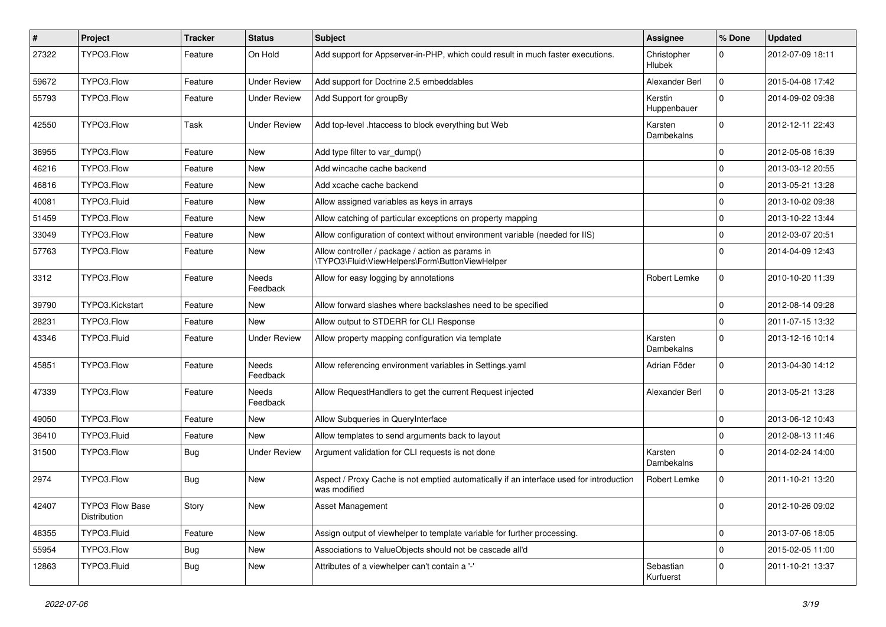| # | Project | Tracker | Status | Subject | Assignee | % Done | Updated |
|---|---|---|---|---|---|---|---|
| 27322 | TYPO3.Flow | Feature | On Hold | Add support for Appserver-in-PHP, which could result in much faster executions. | Christopher Hlubek | 0 | 2012-07-09 18:11 |
| 59672 | TYPO3.Flow | Feature | Under Review | Add support for Doctrine 2.5 embeddables | Alexander Berl | 0 | 2015-04-08 17:42 |
| 55793 | TYPO3.Flow | Feature | Under Review | Add Support for groupBy | Kerstin Huppenbauer | 0 | 2014-09-02 09:38 |
| 42550 | TYPO3.Flow | Task | Under Review | Add top-level .htaccess to block everything but Web | Karsten Dambekalns | 0 | 2012-12-11 22:43 |
| 36955 | TYPO3.Flow | Feature | New | Add type filter to var_dump() | | 0 | 2012-05-08 16:39 |
| 46216 | TYPO3.Flow | Feature | New | Add wincache cache backend | | 0 | 2013-03-12 20:55 |
| 46816 | TYPO3.Flow | Feature | New | Add xcache cache backend | | 0 | 2013-05-21 13:28 |
| 40081 | TYPO3.Fluid | Feature | New | Allow assigned variables as keys in arrays | | 0 | 2013-10-02 09:38 |
| 51459 | TYPO3.Flow | Feature | New | Allow catching of particular exceptions on property mapping | | 0 | 2013-10-22 13:44 |
| 33049 | TYPO3.Flow | Feature | New | Allow configuration of context without environment variable (needed for IIS) | | 0 | 2012-03-07 20:51 |
| 57763 | TYPO3.Flow | Feature | New | Allow controller / package / action as params in \TYPO3\Fluid\ViewHelpers\Form\ButtonViewHelper | | 0 | 2014-04-09 12:43 |
| 3312 | TYPO3.Flow | Feature | Needs Feedback | Allow for easy logging by annotations | Robert Lemke | 0 | 2010-10-20 11:39 |
| 39790 | TYPO3.Kickstart | Feature | New | Allow forward slashes where backslashes need to be specified | | 0 | 2012-08-14 09:28 |
| 28231 | TYPO3.Flow | Feature | New | Allow output to STDERR for CLI Response | | 0 | 2011-07-15 13:32 |
| 43346 | TYPO3.Fluid | Feature | Under Review | Allow property mapping configuration via template | Karsten Dambekalns | 0 | 2013-12-16 10:14 |
| 45851 | TYPO3.Flow | Feature | Needs Feedback | Allow referencing environment variables in Settings.yaml | Adrian Föder | 0 | 2013-04-30 14:12 |
| 47339 | TYPO3.Flow | Feature | Needs Feedback | Allow RequestHandlers to get the current Request injected | Alexander Berl | 0 | 2013-05-21 13:28 |
| 49050 | TYPO3.Flow | Feature | New | Allow Subqueries in QueryInterface | | 0 | 2013-06-12 10:43 |
| 36410 | TYPO3.Fluid | Feature | New | Allow templates to send arguments back to layout | | 0 | 2012-08-13 11:46 |
| 31500 | TYPO3.Flow | Bug | Under Review | Argument validation for CLI requests is not done | Karsten Dambekalns | 0 | 2014-02-24 14:00 |
| 2974 | TYPO3.Flow | Bug | New | Aspect / Proxy Cache is not emptied automatically if an interface used for introduction was modified | Robert Lemke | 0 | 2011-10-21 13:20 |
| 42407 | TYPO3 Flow Base Distribution | Story | New | Asset Management | | 0 | 2012-10-26 09:02 |
| 48355 | TYPO3.Fluid | Feature | New | Assign output of viewhelper to template variable for further processing. | | 0 | 2013-07-06 18:05 |
| 55954 | TYPO3.Flow | Bug | New | Associations to ValueObjects should not be cascade all'd | | 0 | 2015-02-05 11:00 |
| 12863 | TYPO3.Fluid | Bug | New | Attributes of a viewhelper can't contain a '-' | Sebastian Kurfuerst | 0 | 2011-10-21 13:37 |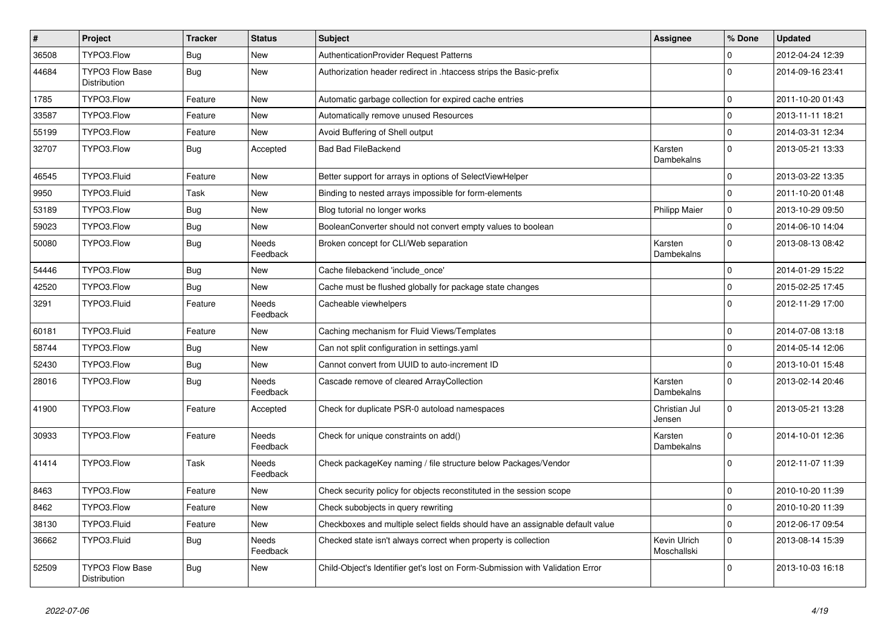| # | Project | Tracker | Status | Subject | Assignee | % Done | Updated |
|---|---|---|---|---|---|---|---|
| 36508 | TYPO3.Flow | Bug | New | AuthenticationProvider Request Patterns | | 0 | 2012-04-24 12:39 |
| 44684 | TYPO3 Flow Base Distribution | Bug | New | Authorization header redirect in .htaccess strips the Basic-prefix | | 0 | 2014-09-16 23:41 |
| 1785 | TYPO3.Flow | Feature | New | Automatic garbage collection for expired cache entries | | 0 | 2011-10-20 01:43 |
| 33587 | TYPO3.Flow | Feature | New | Automatically remove unused Resources | | 0 | 2013-11-11 18:21 |
| 55199 | TYPO3.Flow | Feature | New | Avoid Buffering of Shell output | | 0 | 2014-03-31 12:34 |
| 32707 | TYPO3.Flow | Bug | Accepted | Bad Bad FileBackend | Karsten Dambekalns | 0 | 2013-05-21 13:33 |
| 46545 | TYPO3.Fluid | Feature | New | Better support for arrays in options of SelectViewHelper | | 0 | 2013-03-22 13:35 |
| 9950 | TYPO3.Fluid | Task | New | Binding to nested arrays impossible for form-elements | | 0 | 2011-10-20 01:48 |
| 53189 | TYPO3.Flow | Bug | New | Blog tutorial no longer works | Philipp Maier | 0 | 2013-10-29 09:50 |
| 59023 | TYPO3.Flow | Bug | New | BooleanConverter should not convert empty values to boolean | | 0 | 2014-06-10 14:04 |
| 50080 | TYPO3.Flow | Bug | Needs Feedback | Broken concept for CLI/Web separation | Karsten Dambekalns | 0 | 2013-08-13 08:42 |
| 54446 | TYPO3.Flow | Bug | New | Cache filebackend 'include_once' | | 0 | 2014-01-29 15:22 |
| 42520 | TYPO3.Flow | Bug | New | Cache must be flushed globally for package state changes | | 0 | 2015-02-25 17:45 |
| 3291 | TYPO3.Fluid | Feature | Needs Feedback | Cacheable viewhelpers | | 0 | 2012-11-29 17:00 |
| 60181 | TYPO3.Fluid | Feature | New | Caching mechanism for Fluid Views/Templates | | 0 | 2014-07-08 13:18 |
| 58744 | TYPO3.Flow | Bug | New | Can not split configuration in settings.yaml | | 0 | 2014-05-14 12:06 |
| 52430 | TYPO3.Flow | Bug | New | Cannot convert from UUID to auto-increment ID | | 0 | 2013-10-01 15:48 |
| 28016 | TYPO3.Flow | Bug | Needs Feedback | Cascade remove of cleared ArrayCollection | Karsten Dambekalns | 0 | 2013-02-14 20:46 |
| 41900 | TYPO3.Flow | Feature | Accepted | Check for duplicate PSR-0 autoload namespaces | Christian Jul Jensen | 0 | 2013-05-21 13:28 |
| 30933 | TYPO3.Flow | Feature | Needs Feedback | Check for unique constraints on add() | Karsten Dambekalns | 0 | 2014-10-01 12:36 |
| 41414 | TYPO3.Flow | Task | Needs Feedback | Check packageKey naming / file structure below Packages/Vendor | | 0 | 2012-11-07 11:39 |
| 8463 | TYPO3.Flow | Feature | New | Check security policy for objects reconstituted in the session scope | | 0 | 2010-10-20 11:39 |
| 8462 | TYPO3.Flow | Feature | New | Check subobjects in query rewriting | | 0 | 2010-10-20 11:39 |
| 38130 | TYPO3.Fluid | Feature | New | Checkboxes and multiple select fields should have an assignable default value | | 0 | 2012-06-17 09:54 |
| 36662 | TYPO3.Fluid | Bug | Needs Feedback | Checked state isn't always correct when property is collection | Kevin Ulrich Moschallski | 0 | 2013-08-14 15:39 |
| 52509 | TYPO3 Flow Base Distribution | Bug | New | Child-Object's Identifier get's lost on Form-Submission with Validation Error | | 0 | 2013-10-03 16:18 |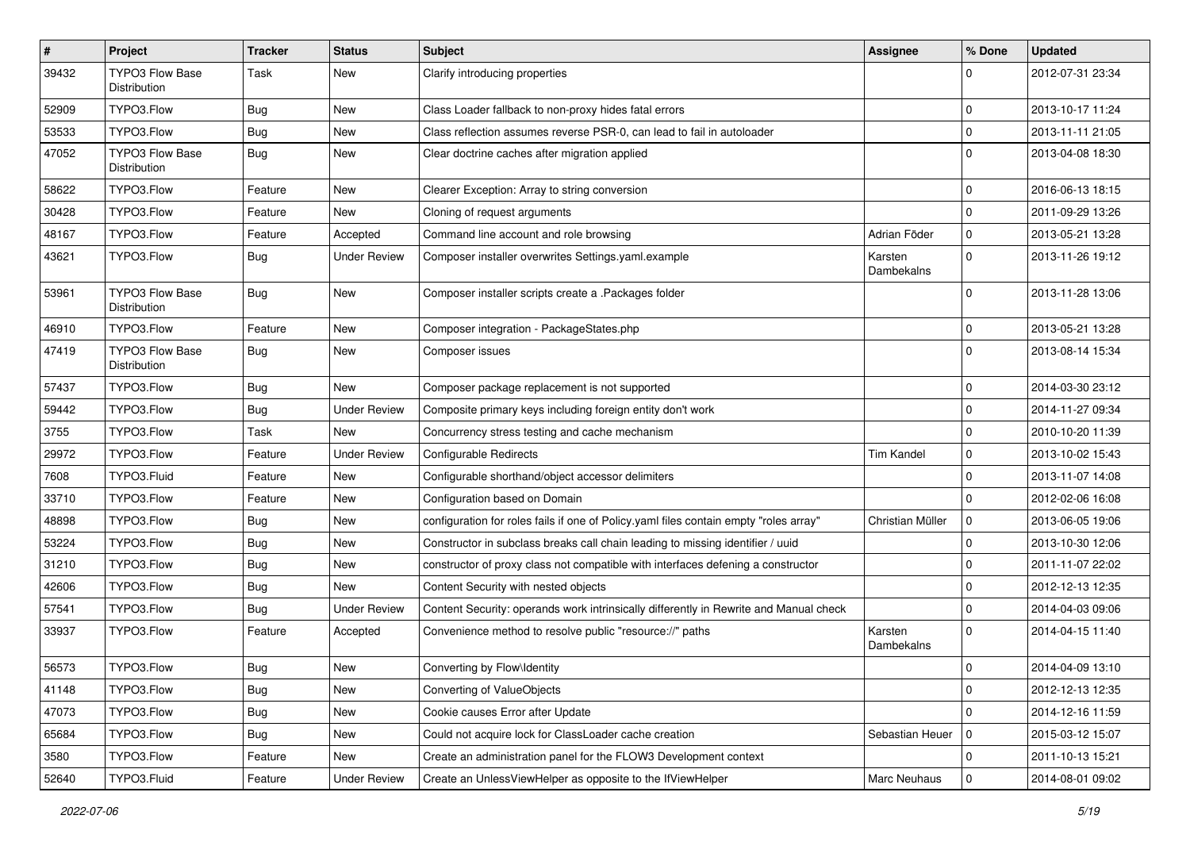| # | Project | Tracker | Status | Subject | Assignee | % Done | Updated |
|---|---|---|---|---|---|---|---|
| 39432 | TYPO3 Flow Base Distribution | Task | New | Clarify introducing properties | | 0 | 2012-07-31 23:34 |
| 52909 | TYPO3.Flow | Bug | New | Class Loader fallback to non-proxy hides fatal errors | | 0 | 2013-10-17 11:24 |
| 53533 | TYPO3.Flow | Bug | New | Class reflection assumes reverse PSR-0, can lead to fail in autoloader | | 0 | 2013-11-11 21:05 |
| 47052 | TYPO3 Flow Base Distribution | Bug | New | Clear doctrine caches after migration applied | | 0 | 2013-04-08 18:30 |
| 58622 | TYPO3.Flow | Feature | New | Clearer Exception: Array to string conversion | | 0 | 2016-06-13 18:15 |
| 30428 | TYPO3.Flow | Feature | New | Cloning of request arguments | | 0 | 2011-09-29 13:26 |
| 48167 | TYPO3.Flow | Feature | Accepted | Command line account and role browsing | Adrian Föder | 0 | 2013-05-21 13:28 |
| 43621 | TYPO3.Flow | Bug | Under Review | Composer installer overwrites Settings.yaml.example | Karsten Dambekalns | 0 | 2013-11-26 19:12 |
| 53961 | TYPO3 Flow Base Distribution | Bug | New | Composer installer scripts create a .Packages folder | | 0 | 2013-11-28 13:06 |
| 46910 | TYPO3.Flow | Feature | New | Composer integration - PackageStates.php | | 0 | 2013-05-21 13:28 |
| 47419 | TYPO3 Flow Base Distribution | Bug | New | Composer issues | | 0 | 2013-08-14 15:34 |
| 57437 | TYPO3.Flow | Bug | New | Composer package replacement is not supported | | 0 | 2014-03-30 23:12 |
| 59442 | TYPO3.Flow | Bug | Under Review | Composite primary keys including foreign entity don't work | | 0 | 2014-11-27 09:34 |
| 3755 | TYPO3.Flow | Task | New | Concurrency stress testing and cache mechanism | | 0 | 2010-10-20 11:39 |
| 29972 | TYPO3.Flow | Feature | Under Review | Configurable Redirects | Tim Kandel | 0 | 2013-10-02 15:43 |
| 7608 | TYPO3.Fluid | Feature | New | Configurable shorthand/object accessor delimiters | | 0 | 2013-11-07 14:08 |
| 33710 | TYPO3.Flow | Feature | New | Configuration based on Domain | | 0 | 2012-02-06 16:08 |
| 48898 | TYPO3.Flow | Bug | New | configuration for roles fails if one of Policy.yaml files contain empty "roles array" | Christian Müller | 0 | 2013-06-05 19:06 |
| 53224 | TYPO3.Flow | Bug | New | Constructor in subclass breaks call chain leading to missing identifier / uuid | | 0 | 2013-10-30 12:06 |
| 31210 | TYPO3.Flow | Bug | New | constructor of proxy class not compatible with interfaces defening a constructor | | 0 | 2011-11-07 22:02 |
| 42606 | TYPO3.Flow | Bug | New | Content Security with nested objects | | 0 | 2012-12-13 12:35 |
| 57541 | TYPO3.Flow | Bug | Under Review | Content Security: operands work intrinsically differently in Rewrite and Manual check | | 0 | 2014-04-03 09:06 |
| 33937 | TYPO3.Flow | Feature | Accepted | Convenience method to resolve public "resource://" paths | Karsten Dambekalns | 0 | 2014-04-15 11:40 |
| 56573 | TYPO3.Flow | Bug | New | Converting by Flow\Identity | | 0 | 2014-04-09 13:10 |
| 41148 | TYPO3.Flow | Bug | New | Converting of ValueObjects | | 0 | 2012-12-13 12:35 |
| 47073 | TYPO3.Flow | Bug | New | Cookie causes Error after Update | | 0 | 2014-12-16 11:59 |
| 65684 | TYPO3.Flow | Bug | New | Could not acquire lock for ClassLoader cache creation | Sebastian Heuer | 0 | 2015-03-12 15:07 |
| 3580 | TYPO3.Flow | Feature | New | Create an administration panel for the FLOW3 Development context | | 0 | 2011-10-13 15:21 |
| 52640 | TYPO3.Fluid | Feature | Under Review | Create an UnlessViewHelper as opposite to the IfViewHelper | Marc Neuhaus | 0 | 2014-08-01 09:02 |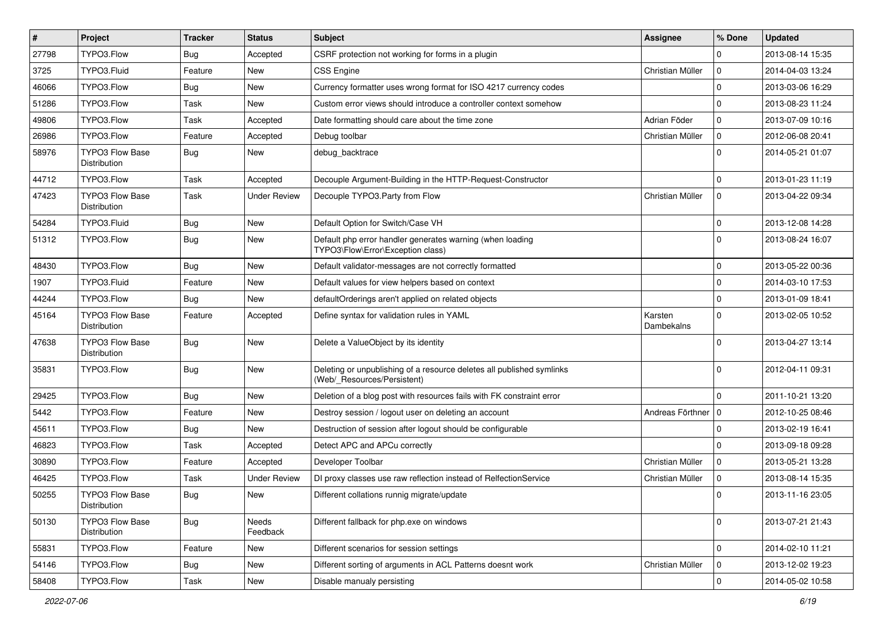| # | Project | Tracker | Status | Subject | Assignee | % Done | Updated |
|---|---|---|---|---|---|---|---|
| 27798 | TYPO3.Flow | Bug | Accepted | CSRF protection not working for forms in a plugin | | 0 | 2013-08-14 15:35 |
| 3725 | TYPO3.Fluid | Feature | New | CSS Engine | Christian Müller | 0 | 2014-04-03 13:24 |
| 46066 | TYPO3.Flow | Bug | New | Currency formatter uses wrong format for ISO 4217 currency codes | | 0 | 2013-03-06 16:29 |
| 51286 | TYPO3.Flow | Task | New | Custom error views should introduce a controller context somehow | | 0 | 2013-08-23 11:24 |
| 49806 | TYPO3.Flow | Task | Accepted | Date formatting should care about the time zone | Adrian Föder | 0 | 2013-07-09 10:16 |
| 26986 | TYPO3.Flow | Feature | Accepted | Debug toolbar | Christian Müller | 0 | 2012-06-08 20:41 |
| 58976 | TYPO3 Flow Base Distribution | Bug | New | debug_backtrace | | 0 | 2014-05-21 01:07 |
| 44712 | TYPO3.Flow | Task | Accepted | Decouple Argument-Building in the HTTP-Request-Constructor | | 0 | 2013-01-23 11:19 |
| 47423 | TYPO3 Flow Base Distribution | Task | Under Review | Decouple TYPO3.Party from Flow | Christian Müller | 0 | 2013-04-22 09:34 |
| 54284 | TYPO3.Fluid | Bug | New | Default Option for Switch/Case VH | | 0 | 2013-12-08 14:28 |
| 51312 | TYPO3.Flow | Bug | New | Default php error handler generates warning (when loading TYPO3\Flow\Error\Exception class) | | 0 | 2013-08-24 16:07 |
| 48430 | TYPO3.Flow | Bug | New | Default validator-messages are not correctly formatted | | 0 | 2013-05-22 00:36 |
| 1907 | TYPO3.Fluid | Feature | New | Default values for view helpers based on context | | 0 | 2014-03-10 17:53 |
| 44244 | TYPO3.Flow | Bug | New | defaultOrderings aren't applied on related objects | | 0 | 2013-01-09 18:41 |
| 45164 | TYPO3 Flow Base Distribution | Feature | Accepted | Define syntax for validation rules in YAML | Karsten Dambekalns | 0 | 2013-02-05 10:52 |
| 47638 | TYPO3 Flow Base Distribution | Bug | New | Delete a ValueObject by its identity | | 0 | 2013-04-27 13:14 |
| 35831 | TYPO3.Flow | Bug | New | Deleting or unpublishing of a resource deletes all published symlinks (Web/_Resources/Persistent) | | 0 | 2012-04-11 09:31 |
| 29425 | TYPO3.Flow | Bug | New | Deletion of a blog post with resources fails with FK constraint error | | 0 | 2011-10-21 13:20 |
| 5442 | TYPO3.Flow | Feature | New | Destroy session / logout user on deleting an account | Andreas Förthner | 0 | 2012-10-25 08:46 |
| 45611 | TYPO3.Flow | Bug | New | Destruction of session after logout should be configurable | | 0 | 2013-02-19 16:41 |
| 46823 | TYPO3.Flow | Task | Accepted | Detect APC and APCu correctly | | 0 | 2013-09-18 09:28 |
| 30890 | TYPO3.Flow | Feature | Accepted | Developer Toolbar | Christian Müller | 0 | 2013-05-21 13:28 |
| 46425 | TYPO3.Flow | Task | Under Review | DI proxy classes use raw reflection instead of RelfectionService | Christian Müller | 0 | 2013-08-14 15:35 |
| 50255 | TYPO3 Flow Base Distribution | Bug | New | Different collations runnig migrate/update | | 0 | 2013-11-16 23:05 |
| 50130 | TYPO3 Flow Base Distribution | Bug | Needs Feedback | Different fallback for php.exe on windows | | 0 | 2013-07-21 21:43 |
| 55831 | TYPO3.Flow | Feature | New | Different scenarios for session settings | | 0 | 2014-02-10 11:21 |
| 54146 | TYPO3.Flow | Bug | New | Different sorting of arguments in ACL Patterns doesnt work | Christian Müller | 0 | 2013-12-02 19:23 |
| 58408 | TYPO3.Flow | Task | New | Disable manualy persisting | | 0 | 2014-05-02 10:58 |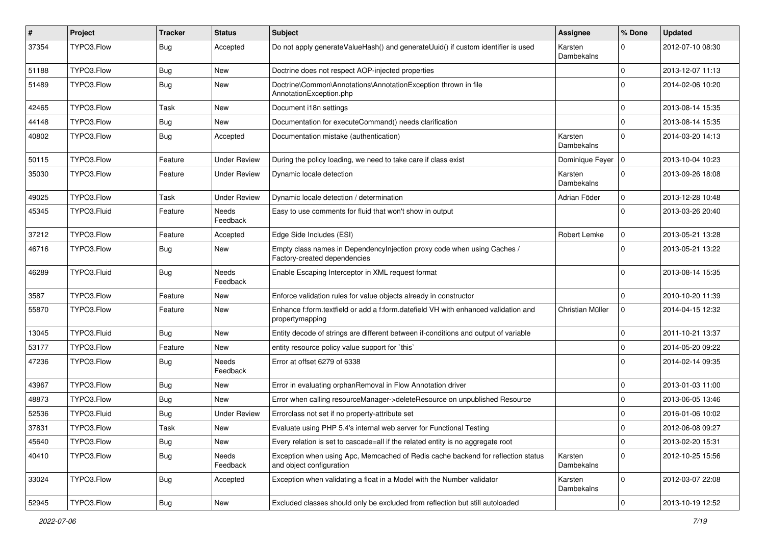| # | Project | Tracker | Status | Subject | Assignee | % Done | Updated |
|---|---|---|---|---|---|---|---|
| 37354 | TYPO3.Flow | Bug | Accepted | Do not apply generateValueHash() and generateUuid() if custom identifier is used | Karsten Dambekalns | 0 | 2012-07-10 08:30 |
| 51188 | TYPO3.Flow | Bug | New | Doctrine does not respect AOP-injected properties | | 0 | 2013-12-07 11:13 |
| 51489 | TYPO3.Flow | Bug | New | Doctrine\Common\Annotations\AnnotationException thrown in file AnnotationException.php | | 0 | 2014-02-06 10:20 |
| 42465 | TYPO3.Flow | Task | New | Document i18n settings | | 0 | 2013-08-14 15:35 |
| 44148 | TYPO3.Flow | Bug | New | Documentation for executeCommand() needs clarification | | 0 | 2013-08-14 15:35 |
| 40802 | TYPO3.Flow | Bug | Accepted | Documentation mistake (authentication) | Karsten Dambekalns | 0 | 2014-03-20 14:13 |
| 50115 | TYPO3.Flow | Feature | Under Review | During the policy loading, we need to take care if class exist | Dominique Feyer | 0 | 2013-10-04 10:23 |
| 35030 | TYPO3.Flow | Feature | Under Review | Dynamic locale detection | Karsten Dambekalns | 0 | 2013-09-26 18:08 |
| 49025 | TYPO3.Flow | Task | Under Review | Dynamic locale detection / determination | Adrian Föder | 0 | 2013-12-28 10:48 |
| 45345 | TYPO3.Fluid | Feature | Needs Feedback | Easy to use comments for fluid that won't show in output | | 0 | 2013-03-26 20:40 |
| 37212 | TYPO3.Flow | Feature | Accepted | Edge Side Includes (ESI) | Robert Lemke | 0 | 2013-05-21 13:28 |
| 46716 | TYPO3.Flow | Bug | New | Empty class names in DependencyInjection proxy code when using Caches / Factory-created dependencies | | 0 | 2013-05-21 13:22 |
| 46289 | TYPO3.Fluid | Bug | Needs Feedback | Enable Escaping Interceptor in XML request format | | 0 | 2013-08-14 15:35 |
| 3587 | TYPO3.Flow | Feature | New | Enforce validation rules for value objects already in constructor | | 0 | 2010-10-20 11:39 |
| 55870 | TYPO3.Flow | Feature | New | Enhance f:form.textfield or add a f:form.datefield VH with enhanced validation and propertymapping | Christian Müller | 0 | 2014-04-15 12:32 |
| 13045 | TYPO3.Fluid | Bug | New | Entity decode of strings are different between if-conditions and output of variable | | 0 | 2011-10-21 13:37 |
| 53177 | TYPO3.Flow | Feature | New | entity resource policy value support for `this` | | 0 | 2014-05-20 09:22 |
| 47236 | TYPO3.Flow | Bug | Needs Feedback | Error at offset 6279 of 6338 | | 0 | 2014-02-14 09:35 |
| 43967 | TYPO3.Flow | Bug | New | Error in evaluating orphanRemoval in Flow Annotation driver | | 0 | 2013-01-03 11:00 |
| 48873 | TYPO3.Flow | Bug | New | Error when calling resourceManager->deleteResource on unpublished Resource | | 0 | 2013-06-05 13:46 |
| 52536 | TYPO3.Fluid | Bug | Under Review | Errorclass not set if no property-attribute set | | 0 | 2016-01-06 10:02 |
| 37831 | TYPO3.Flow | Task | New | Evaluate using PHP 5.4's internal web server for Functional Testing | | 0 | 2012-06-08 09:27 |
| 45640 | TYPO3.Flow | Bug | New | Every relation is set to cascade=all if the related entity is no aggregate root | | 0 | 2013-02-20 15:31 |
| 40410 | TYPO3.Flow | Bug | Needs Feedback | Exception when using Apc, Memcached of Redis cache backend for reflection status and object configuration | Karsten Dambekalns | 0 | 2012-10-25 15:56 |
| 33024 | TYPO3.Flow | Bug | Accepted | Exception when validating a float in a Model with the Number validator | Karsten Dambekalns | 0 | 2012-03-07 22:08 |
| 52945 | TYPO3.Flow | Bug | New | Excluded classes should only be excluded from reflection but still autoloaded | | 0 | 2013-10-19 12:52 |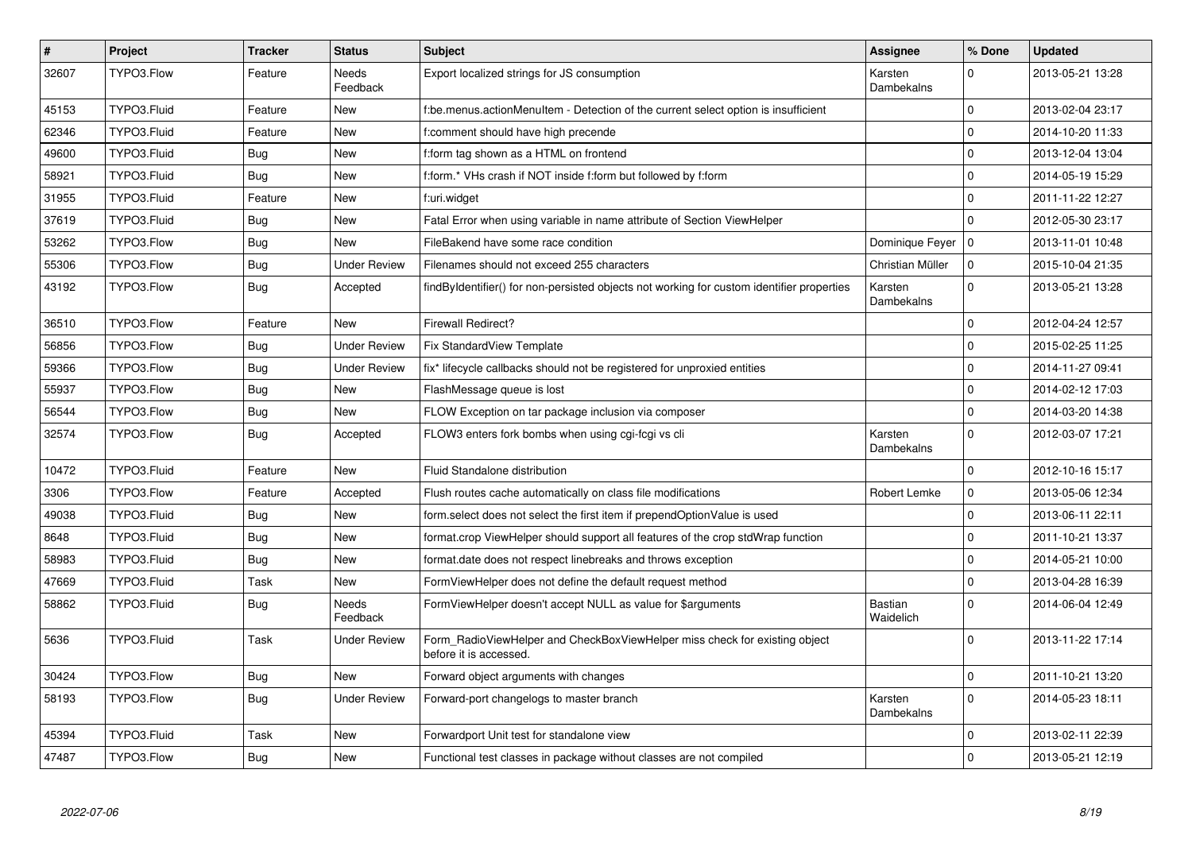| # | Project | Tracker | Status | Subject | Assignee | % Done | Updated |
| --- | --- | --- | --- | --- | --- | --- | --- |
| 32607 | TYPO3.Flow | Feature | Needs Feedback | Export localized strings for JS consumption | Karsten Dambekalns | 0 | 2013-05-21 13:28 |
| 45153 | TYPO3.Fluid | Feature | New | f:be.menus.actionMenuItem - Detection of the current select option is insufficient | | 0 | 2013-02-04 23:17 |
| 62346 | TYPO3.Fluid | Feature | New | f:comment should have high precende | | 0 | 2014-10-20 11:33 |
| 49600 | TYPO3.Fluid | Bug | New | f:form tag shown as a HTML on frontend | | 0 | 2013-12-04 13:04 |
| 58921 | TYPO3.Fluid | Bug | New | f:form.* VHs crash if NOT inside f:form but followed by f:form | | 0 | 2014-05-19 15:29 |
| 31955 | TYPO3.Fluid | Feature | New | f:uri.widget | | 0 | 2011-11-22 12:27 |
| 37619 | TYPO3.Fluid | Bug | New | Fatal Error when using variable in name attribute of Section ViewHelper | | 0 | 2012-05-30 23:17 |
| 53262 | TYPO3.Flow | Bug | New | FileBakend have some race condition | Dominique Feyer | 0 | 2013-11-01 10:48 |
| 55306 | TYPO3.Flow | Bug | Under Review | Filenames should not exceed 255 characters | Christian Müller | 0 | 2015-10-04 21:35 |
| 43192 | TYPO3.Flow | Bug | Accepted | findByIdentifier() for non-persisted objects not working for custom identifier properties | Karsten Dambekalns | 0 | 2013-05-21 13:28 |
| 36510 | TYPO3.Flow | Feature | New | Firewall Redirect? | | 0 | 2012-04-24 12:57 |
| 56856 | TYPO3.Flow | Bug | Under Review | Fix StandardView Template | | 0 | 2015-02-25 11:25 |
| 59366 | TYPO3.Flow | Bug | Under Review | fix* lifecycle callbacks should not be registered for unproxied entities | | 0 | 2014-11-27 09:41 |
| 55937 | TYPO3.Flow | Bug | New | FlashMessage queue is lost | | 0 | 2014-02-12 17:03 |
| 56544 | TYPO3.Flow | Bug | New | FLOW Exception on tar package inclusion via composer | | 0 | 2014-03-20 14:38 |
| 32574 | TYPO3.Flow | Bug | Accepted | FLOW3 enters fork bombs when using cgi-fcgi vs cli | Karsten Dambekalns | 0 | 2012-03-07 17:21 |
| 10472 | TYPO3.Fluid | Feature | New | Fluid Standalone distribution | | 0 | 2012-10-16 15:17 |
| 3306 | TYPO3.Flow | Feature | Accepted | Flush routes cache automatically on class file modifications | Robert Lemke | 0 | 2013-05-06 12:34 |
| 49038 | TYPO3.Fluid | Bug | New | form.select does not select the first item if prependOptionValue is used | | 0 | 2013-06-11 22:11 |
| 8648 | TYPO3.Fluid | Bug | New | format.crop ViewHelper should support all features of the crop stdWrap function | | 0 | 2011-10-21 13:37 |
| 58983 | TYPO3.Fluid | Bug | New | format.date does not respect linebreaks and throws exception | | 0 | 2014-05-21 10:00 |
| 47669 | TYPO3.Fluid | Task | New | FormViewHelper does not define the default request method | | 0 | 2013-04-28 16:39 |
| 58862 | TYPO3.Fluid | Bug | Needs Feedback | FormViewHelper doesn't accept NULL as value for $arguments | Bastian Waidelich | 0 | 2014-06-04 12:49 |
| 5636 | TYPO3.Fluid | Task | Under Review | Form_RadioViewHelper and CheckBoxViewHelper miss check for existing object before it is accessed. | | 0 | 2013-11-22 17:14 |
| 30424 | TYPO3.Flow | Bug | New | Forward object arguments with changes | | 0 | 2011-10-21 13:20 |
| 58193 | TYPO3.Flow | Bug | Under Review | Forward-port changelogs to master branch | Karsten Dambekalns | 0 | 2014-05-23 18:11 |
| 45394 | TYPO3.Fluid | Task | New | Forwardport Unit test for standalone view | | 0 | 2013-02-11 22:39 |
| 47487 | TYPO3.Flow | Bug | New | Functional test classes in package without classes are not compiled | | 0 | 2013-05-21 12:19 |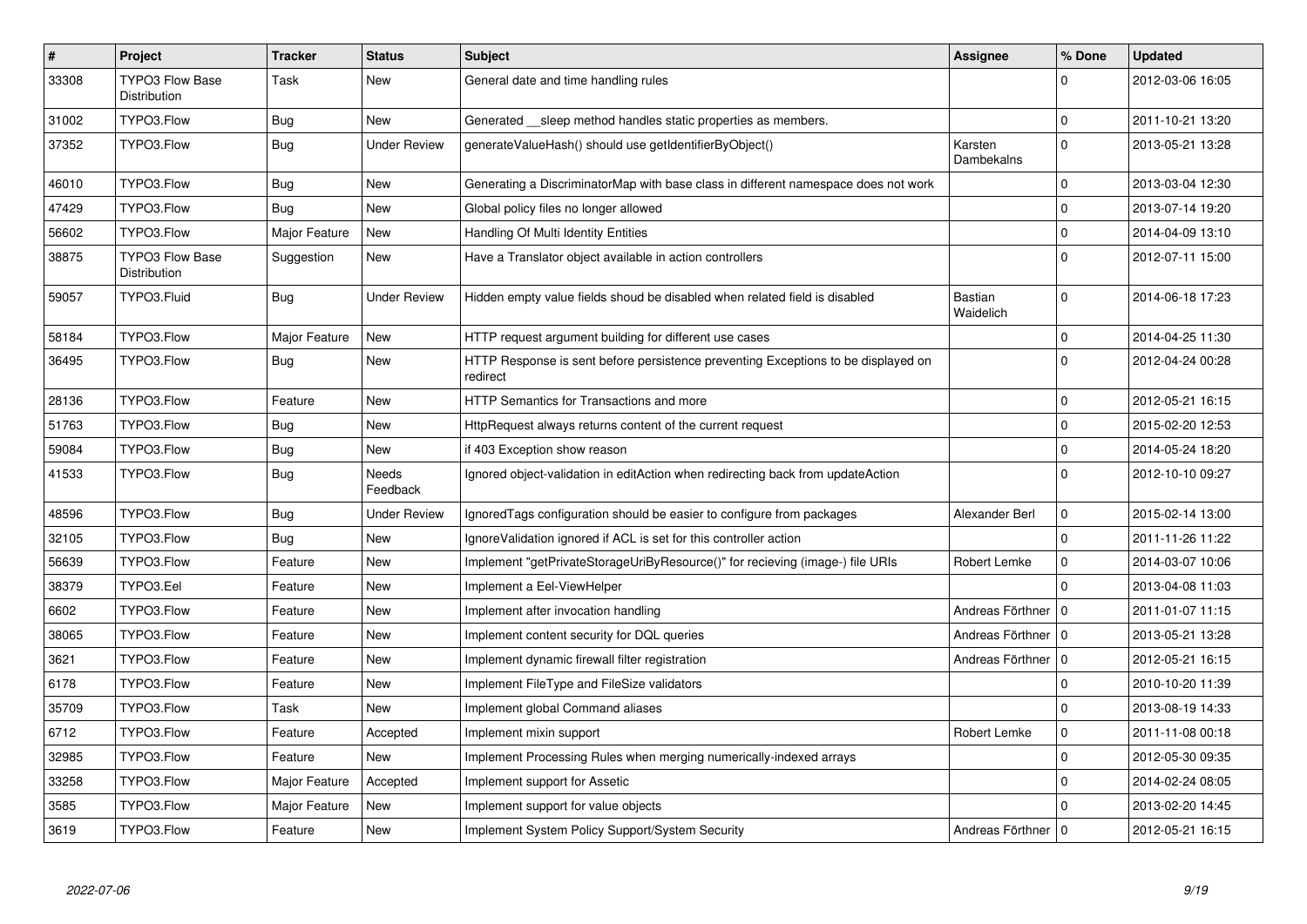| # | Project | Tracker | Status | Subject | Assignee | % Done | Updated |
| --- | --- | --- | --- | --- | --- | --- | --- |
| 33308 | TYPO3 Flow Base Distribution | Task | New | General date and time handling rules | | 0 | 2012-03-06 16:05 |
| 31002 | TYPO3.Flow | Bug | New | Generated __sleep method handles static properties as members. | | 0 | 2011-10-21 13:20 |
| 37352 | TYPO3.Flow | Bug | Under Review | generateValueHash() should use getIdentifierByObject() | Karsten Dambekalns | 0 | 2013-05-21 13:28 |
| 46010 | TYPO3.Flow | Bug | New | Generating a DiscriminatorMap with base class in different namespace does not work | | 0 | 2013-03-04 12:30 |
| 47429 | TYPO3.Flow | Bug | New | Global policy files no longer allowed | | 0 | 2013-07-14 19:20 |
| 56602 | TYPO3.Flow | Major Feature | New | Handling Of Multi Identity Entities | | 0 | 2014-04-09 13:10 |
| 38875 | TYPO3 Flow Base Distribution | Suggestion | New | Have a Translator object available in action controllers | | 0 | 2012-07-11 15:00 |
| 59057 | TYPO3.Fluid | Bug | Under Review | Hidden empty value fields shoud be disabled when related field is disabled | Bastian Waidelich | 0 | 2014-06-18 17:23 |
| 58184 | TYPO3.Flow | Major Feature | New | HTTP request argument building for different use cases | | 0 | 2014-04-25 11:30 |
| 36495 | TYPO3.Flow | Bug | New | HTTP Response is sent before persistence preventing Exceptions to be displayed on redirect | | 0 | 2012-04-24 00:28 |
| 28136 | TYPO3.Flow | Feature | New | HTTP Semantics for Transactions and more | | 0 | 2012-05-21 16:15 |
| 51763 | TYPO3.Flow | Bug | New | HttpRequest always returns content of the current request | | 0 | 2015-02-20 12:53 |
| 59084 | TYPO3.Flow | Bug | New | if 403 Exception show reason | | 0 | 2014-05-24 18:20 |
| 41533 | TYPO3.Flow | Bug | Needs Feedback | Ignored object-validation in editAction when redirecting back from updateAction | | 0 | 2012-10-10 09:27 |
| 48596 | TYPO3.Flow | Bug | Under Review | IgnoredTags configuration should be easier to configure from packages | Alexander Berl | 0 | 2015-02-14 13:00 |
| 32105 | TYPO3.Flow | Bug | New | IgnoreValidation ignored if ACL is set for this controller action | | 0 | 2011-11-26 11:22 |
| 56639 | TYPO3.Flow | Feature | New | Implement "getPrivateStorageUriByResource()" for recieving (image-) file URIs | Robert Lemke | 0 | 2014-03-07 10:06 |
| 38379 | TYPO3.Eel | Feature | New | Implement a Eel-ViewHelper | | 0 | 2013-04-08 11:03 |
| 6602 | TYPO3.Flow | Feature | New | Implement after invocation handling | Andreas Förthner | 0 | 2011-01-07 11:15 |
| 38065 | TYPO3.Flow | Feature | New | Implement content security for DQL queries | Andreas Förthner | 0 | 2013-05-21 13:28 |
| 3621 | TYPO3.Flow | Feature | New | Implement dynamic firewall filter registration | Andreas Förthner | 0 | 2012-05-21 16:15 |
| 6178 | TYPO3.Flow | Feature | New | Implement FileType and FileSize validators | | 0 | 2010-10-20 11:39 |
| 35709 | TYPO3.Flow | Task | New | Implement global Command aliases | | 0 | 2013-08-19 14:33 |
| 6712 | TYPO3.Flow | Feature | Accepted | Implement mixin support | Robert Lemke | 0 | 2011-11-08 00:18 |
| 32985 | TYPO3.Flow | Feature | New | Implement Processing Rules when merging numerically-indexed arrays | | 0 | 2012-05-30 09:35 |
| 33258 | TYPO3.Flow | Major Feature | Accepted | Implement support for Assetic | | 0 | 2014-02-24 08:05 |
| 3585 | TYPO3.Flow | Major Feature | New | Implement support for value objects | | 0 | 2013-02-20 14:45 |
| 3619 | TYPO3.Flow | Feature | New | Implement System Policy Support/System Security | Andreas Förthner | 0 | 2012-05-21 16:15 |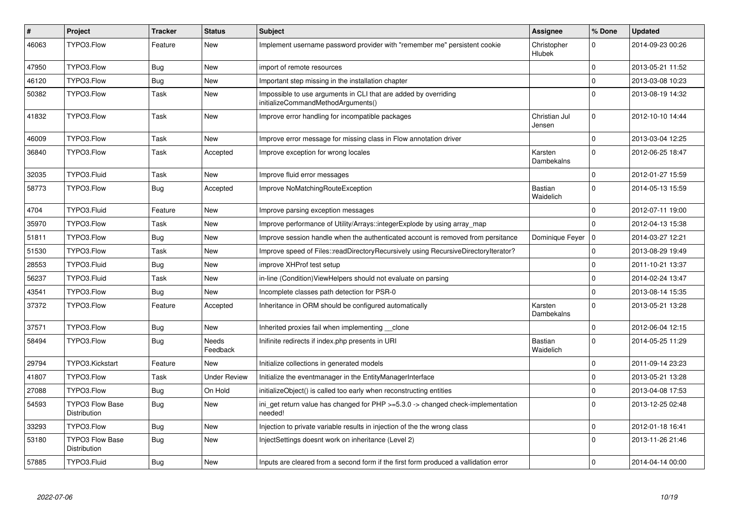| # | Project | Tracker | Status | Subject | Assignee | % Done | Updated |
|---|---|---|---|---|---|---|---|
| 46063 | TYPO3.Flow | Feature | New | Implement username password provider with "remember me" persistent cookie | Christopher Hlubek | 0 | 2014-09-23 00:26 |
| 47950 | TYPO3.Flow | Bug | New | import of remote resources | | 0 | 2013-05-21 11:52 |
| 46120 | TYPO3.Flow | Bug | New | Important step missing in the installation chapter | | 0 | 2013-03-08 10:23 |
| 50382 | TYPO3.Flow | Task | New | Impossible to use arguments in CLI that are added by overriding initializeCommandMethodArguments() | | 0 | 2013-08-19 14:32 |
| 41832 | TYPO3.Flow | Task | New | Improve error handling for incompatible packages | Christian Jul Jensen | 0 | 2012-10-10 14:44 |
| 46009 | TYPO3.Flow | Task | New | Improve error message for missing class in Flow annotation driver | | 0 | 2013-03-04 12:25 |
| 36840 | TYPO3.Flow | Task | Accepted | Improve exception for wrong locales | Karsten Dambekalns | 0 | 2012-06-25 18:47 |
| 32035 | TYPO3.Fluid | Task | New | Improve fluid error messages | | 0 | 2012-01-27 15:59 |
| 58773 | TYPO3.Flow | Bug | Accepted | Improve NoMatchingRouteException | Bastian Waidelich | 0 | 2014-05-13 15:59 |
| 4704 | TYPO3.Fluid | Feature | New | Improve parsing exception messages | | 0 | 2012-07-11 19:00 |
| 35970 | TYPO3.Flow | Task | New | Improve performance of Utility/Arrays::integerExplode by using array_map | | 0 | 2012-04-13 15:38 |
| 51811 | TYPO3.Flow | Bug | New | Improve session handle when the authenticated account is removed from persitance | Dominique Feyer | 0 | 2014-03-27 12:21 |
| 51530 | TYPO3.Flow | Task | New | Improve speed of Files::readDirectoryRecursively using RecursiveDirectoryIterator? | | 0 | 2013-08-29 19:49 |
| 28553 | TYPO3.Fluid | Bug | New | improve XHProf test setup | | 0 | 2011-10-21 13:37 |
| 56237 | TYPO3.Fluid | Task | New | in-line (Condition)ViewHelpers should not evaluate on parsing | | 0 | 2014-02-24 13:47 |
| 43541 | TYPO3.Flow | Bug | New | Incomplete classes path detection for PSR-0 | | 0 | 2013-08-14 15:35 |
| 37372 | TYPO3.Flow | Feature | Accepted | Inheritance in ORM should be configured automatically | Karsten Dambekalns | 0 | 2013-05-21 13:28 |
| 37571 | TYPO3.Flow | Bug | New | Inherited proxies fail when implementing __clone | | 0 | 2012-06-04 12:15 |
| 58494 | TYPO3.Flow | Bug | Needs Feedback | Inifinite redirects if index.php presents in URI | Bastian Waidelich | 0 | 2014-05-25 11:29 |
| 29794 | TYPO3.Kickstart | Feature | New | Initialize collections in generated models | | 0 | 2011-09-14 23:23 |
| 41807 | TYPO3.Flow | Task | Under Review | Initialize the eventmanager in the EntityManagerInterface | | 0 | 2013-05-21 13:28 |
| 27088 | TYPO3.Flow | Bug | On Hold | initializeObject() is called too early when reconstructing entities | | 0 | 2013-04-08 17:53 |
| 54593 | TYPO3 Flow Base Distribution | Bug | New | ini_get return value has changed for PHP >=5.3.0 -> changed check-implementation needed! | | 0 | 2013-12-25 02:48 |
| 33293 | TYPO3.Flow | Bug | New | Injection to private variable results in injection of the the wrong class | | 0 | 2012-01-18 16:41 |
| 53180 | TYPO3 Flow Base Distribution | Bug | New | InjectSettings doesnt work on inheritance (Level 2) | | 0 | 2013-11-26 21:46 |
| 57885 | TYPO3.Fluid | Bug | New | Inputs are cleared from a second form if the first form produced a vallidation error | | 0 | 2014-04-14 00:00 |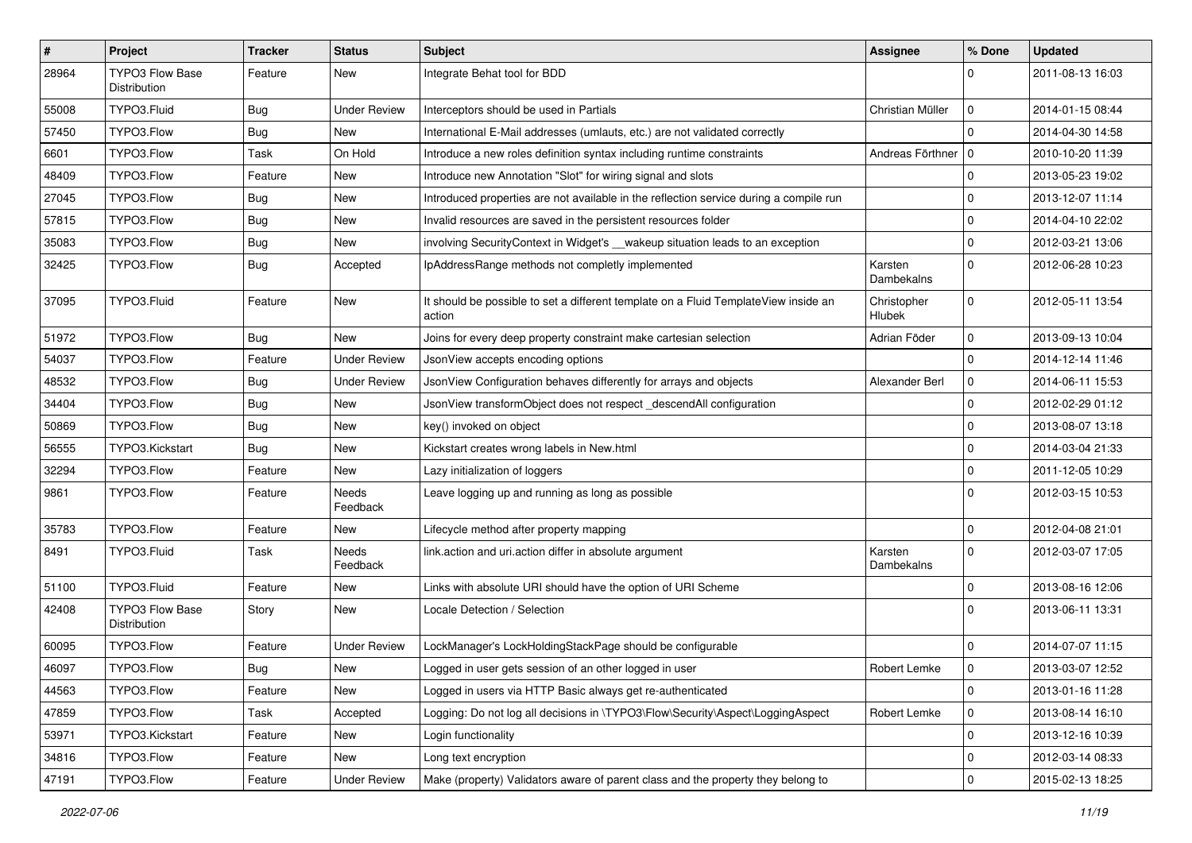| # | Project | Tracker | Status | Subject | Assignee | % Done | Updated |
|---|---|---|---|---|---|---|---|
| 28964 | TYPO3 Flow Base Distribution | Feature | New | Integrate Behat tool for BDD | | 0 | 2011-08-13 16:03 |
| 55008 | TYPO3.Fluid | Bug | Under Review | Interceptors should be used in Partials | Christian Müller | 0 | 2014-01-15 08:44 |
| 57450 | TYPO3.Flow | Bug | New | International E-Mail addresses (umlauts, etc.) are not validated correctly | | 0 | 2014-04-30 14:58 |
| 6601 | TYPO3.Flow | Task | On Hold | Introduce a new roles definition syntax including runtime constraints | Andreas Förthner | 0 | 2010-10-20 11:39 |
| 48409 | TYPO3.Flow | Feature | New | Introduce new Annotation "Slot" for wiring signal and slots | | 0 | 2013-05-23 19:02 |
| 27045 | TYPO3.Flow | Bug | New | Introduced properties are not available in the reflection service during a compile run | | 0 | 2013-12-07 11:14 |
| 57815 | TYPO3.Flow | Bug | New | Invalid resources are saved in the persistent resources folder | | 0 | 2014-04-10 22:02 |
| 35083 | TYPO3.Flow | Bug | New | involving SecurityContext in Widget's __wakeup situation leads to an exception | | 0 | 2012-03-21 13:06 |
| 32425 | TYPO3.Flow | Bug | Accepted | IpAddressRange methods not completly implemented | Karsten Dambekalns | 0 | 2012-06-28 10:23 |
| 37095 | TYPO3.Fluid | Feature | New | It should be possible to set a different template on a Fluid TemplateView inside an action | Christopher Hlubek | 0 | 2012-05-11 13:54 |
| 51972 | TYPO3.Flow | Bug | New | Joins for every deep property constraint make cartesian selection | Adrian Föder | 0 | 2013-09-13 10:04 |
| 54037 | TYPO3.Flow | Feature | Under Review | JsonView accepts encoding options | | 0 | 2014-12-14 11:46 |
| 48532 | TYPO3.Flow | Bug | Under Review | JsonView Configuration behaves differently for arrays and objects | Alexander Berl | 0 | 2014-06-11 15:53 |
| 34404 | TYPO3.Flow | Bug | New | JsonView transformObject does not respect _descendAll configuration | | 0 | 2012-02-29 01:12 |
| 50869 | TYPO3.Flow | Bug | New | key() invoked on object | | 0 | 2013-08-07 13:18 |
| 56555 | TYPO3.Kickstart | Bug | New | Kickstart creates wrong labels in New.html | | 0 | 2014-03-04 21:33 |
| 32294 | TYPO3.Flow | Feature | New | Lazy initialization of loggers | | 0 | 2011-12-05 10:29 |
| 9861 | TYPO3.Flow | Feature | Needs Feedback | Leave logging up and running as long as possible | | 0 | 2012-03-15 10:53 |
| 35783 | TYPO3.Flow | Feature | New | Lifecycle method after property mapping | | 0 | 2012-04-08 21:01 |
| 8491 | TYPO3.Fluid | Task | Needs Feedback | link.action and uri.action differ in absolute argument | Karsten Dambekalns | 0 | 2012-03-07 17:05 |
| 51100 | TYPO3.Fluid | Feature | New | Links with absolute URI should have the option of URI Scheme | | 0 | 2013-08-16 12:06 |
| 42408 | TYPO3 Flow Base Distribution | Story | New | Locale Detection / Selection | | 0 | 2013-06-11 13:31 |
| 60095 | TYPO3.Flow | Feature | Under Review | LockManager's LockHoldingStackPage should be configurable | | 0 | 2014-07-07 11:15 |
| 46097 | TYPO3.Flow | Bug | New | Logged in user gets session of an other logged in user | Robert Lemke | 0 | 2013-03-07 12:52 |
| 44563 | TYPO3.Flow | Feature | New | Logged in users via HTTP Basic always get re-authenticated | | 0 | 2013-01-16 11:28 |
| 47859 | TYPO3.Flow | Task | Accepted | Logging: Do not log all decisions in \TYPO3\Flow\Security\Aspect\LoggingAspect | Robert Lemke | 0 | 2013-08-14 16:10 |
| 53971 | TYPO3.Kickstart | Feature | New | Login functionality | | 0 | 2013-12-16 10:39 |
| 34816 | TYPO3.Flow | Feature | New | Long text encryption | | 0 | 2012-03-14 08:33 |
| 47191 | TYPO3.Flow | Feature | Under Review | Make (property) Validators aware of parent class and the property they belong to | | 0 | 2015-02-13 18:25 |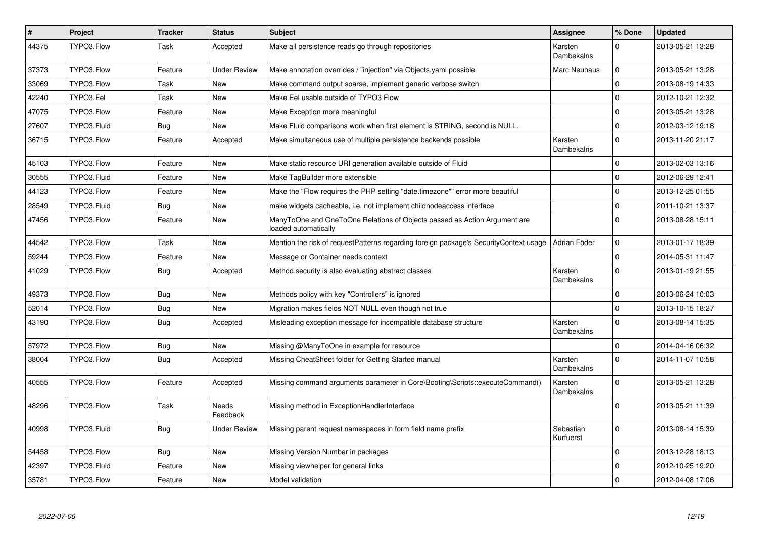| # | Project | Tracker | Status | Subject | Assignee | % Done | Updated |
|---|---|---|---|---|---|---|---|
| 44375 | TYPO3.Flow | Task | Accepted | Make all persistence reads go through repositories | Karsten Dambekalns | 0 | 2013-05-21 13:28 |
| 37373 | TYPO3.Flow | Feature | Under Review | Make annotation overrides / "injection" via Objects.yaml possible | Marc Neuhaus | 0 | 2013-05-21 13:28 |
| 33069 | TYPO3.Flow | Task | New | Make command output sparse, implement generic verbose switch | | 0 | 2013-08-19 14:33 |
| 42240 | TYPO3.Eel | Task | New | Make Eel usable outside of TYPO3 Flow | | 0 | 2012-10-21 12:32 |
| 47075 | TYPO3.Flow | Feature | New | Make Exception more meaningful | | 0 | 2013-05-21 13:28 |
| 27607 | TYPO3.Fluid | Bug | New | Make Fluid comparisons work when first element is STRING, second is NULL. | | 0 | 2012-03-12 19:18 |
| 36715 | TYPO3.Flow | Feature | Accepted | Make simultaneous use of multiple persistence backends possible | Karsten Dambekalns | 0 | 2013-11-20 21:17 |
| 45103 | TYPO3.Flow | Feature | New | Make static resource URI generation available outside of Fluid | | 0 | 2013-02-03 13:16 |
| 30555 | TYPO3.Fluid | Feature | New | Make TagBuilder more extensible | | 0 | 2012-06-29 12:41 |
| 44123 | TYPO3.Flow | Feature | New | Make the "Flow requires the PHP setting "date.timezone"" error more beautiful | | 0 | 2013-12-25 01:55 |
| 28549 | TYPO3.Fluid | Bug | New | make widgets cacheable, i.e. not implement childnodeaccess interface | | 0 | 2011-10-21 13:37 |
| 47456 | TYPO3.Flow | Feature | New | ManyToOne and OneToOne Relations of Objects passed as Action Argument are loaded automatically | | 0 | 2013-08-28 15:11 |
| 44542 | TYPO3.Flow | Task | New | Mention the risk of requestPatterns regarding foreign package's SecurityContext usage | Adrian Föder | 0 | 2013-01-17 18:39 |
| 59244 | TYPO3.Flow | Feature | New | Message or Container needs context | | 0 | 2014-05-31 11:47 |
| 41029 | TYPO3.Flow | Bug | Accepted | Method security is also evaluating abstract classes | Karsten Dambekalns | 0 | 2013-01-19 21:55 |
| 49373 | TYPO3.Flow | Bug | New | Methods policy with key "Controllers" is ignored | | 0 | 2013-06-24 10:03 |
| 52014 | TYPO3.Flow | Bug | New | Migration makes fields NOT NULL even though not true | | 0 | 2013-10-15 18:27 |
| 43190 | TYPO3.Flow | Bug | Accepted | Misleading exception message for incompatible database structure | Karsten Dambekalns | 0 | 2013-08-14 15:35 |
| 57972 | TYPO3.Flow | Bug | New | Missing @ManyToOne in example for resource | | 0 | 2014-04-16 06:32 |
| 38004 | TYPO3.Flow | Bug | Accepted | Missing CheatSheet folder for Getting Started manual | Karsten Dambekalns | 0 | 2014-11-07 10:58 |
| 40555 | TYPO3.Flow | Feature | Accepted | Missing command arguments parameter in Core\Booting\Scripts::executeCommand() | Karsten Dambekalns | 0 | 2013-05-21 13:28 |
| 48296 | TYPO3.Flow | Task | Needs Feedback | Missing method in ExceptionHandlerInterface | | 0 | 2013-05-21 11:39 |
| 40998 | TYPO3.Fluid | Bug | Under Review | Missing parent request namespaces in form field name prefix | Sebastian Kurfuerst | 0 | 2013-08-14 15:39 |
| 54458 | TYPO3.Flow | Bug | New | Missing Version Number in packages | | 0 | 2013-12-28 18:13 |
| 42397 | TYPO3.Fluid | Feature | New | Missing viewhelper for general links | | 0 | 2012-10-25 19:20 |
| 35781 | TYPO3.Flow | Feature | New | Model validation | | 0 | 2012-04-08 17:06 |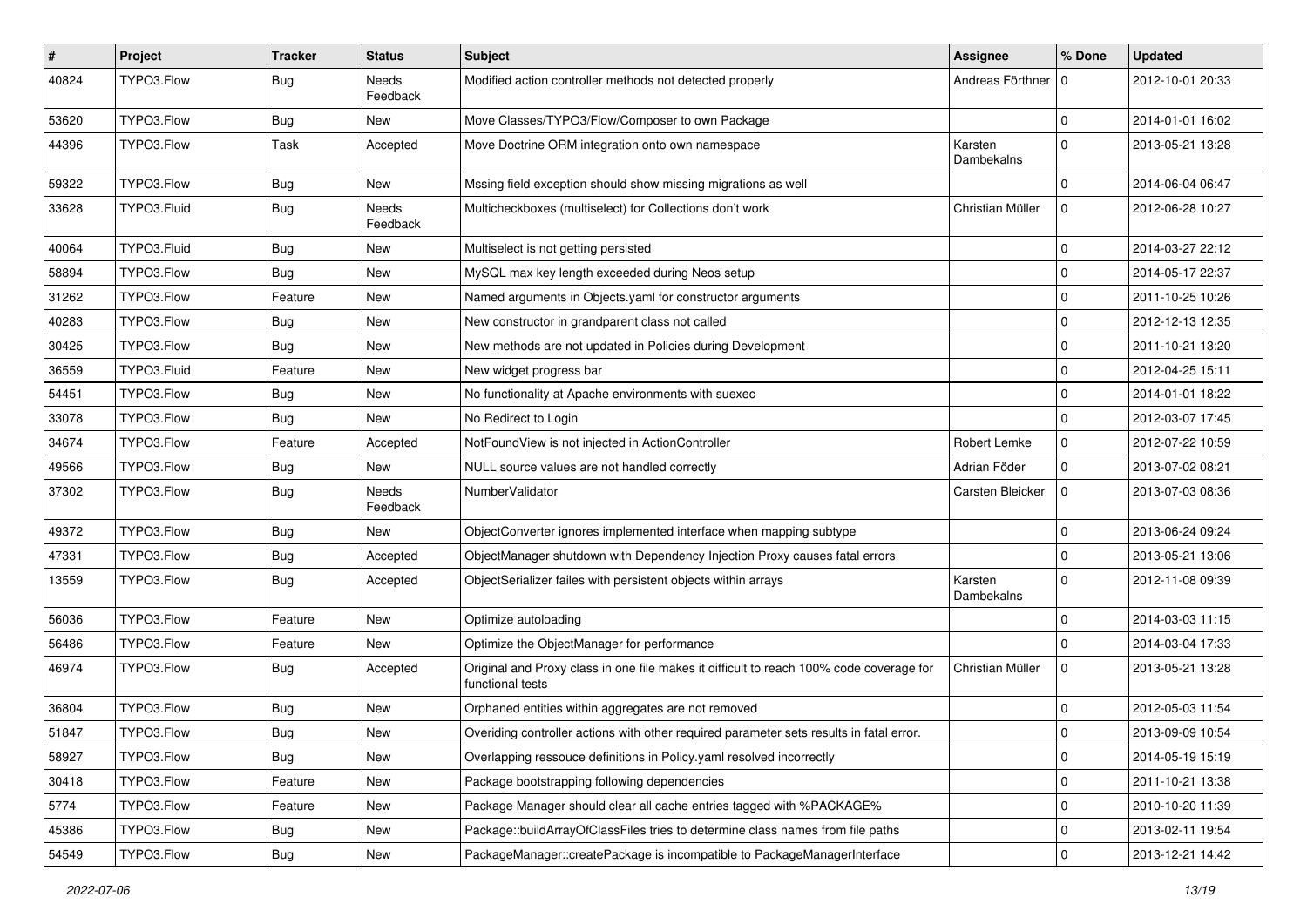| # | Project | Tracker | Status | Subject | Assignee | % Done | Updated |
|---|---|---|---|---|---|---|---|
| 40824 | TYPO3.Flow | Bug | Needs Feedback | Modified action controller methods not detected properly | Andreas Förthner | 0 | 2012-10-01 20:33 |
| 53620 | TYPO3.Flow | Bug | New | Move Classes/TYPO3/Flow/Composer to own Package | | 0 | 2014-01-01 16:02 |
| 44396 | TYPO3.Flow | Task | Accepted | Move Doctrine ORM integration onto own namespace | Karsten Dambekalns | 0 | 2013-05-21 13:28 |
| 59322 | TYPO3.Flow | Bug | New | Mssing field exception should show missing migrations as well | | 0 | 2014-06-04 06:47 |
| 33628 | TYPO3.Fluid | Bug | Needs Feedback | Multicheckboxes (multiselect) for Collections don't work | Christian Müller | 0 | 2012-06-28 10:27 |
| 40064 | TYPO3.Fluid | Bug | New | Multiselect is not getting persisted | | 0 | 2014-03-27 22:12 |
| 58894 | TYPO3.Flow | Bug | New | MySQL max key length exceeded during Neos setup | | 0 | 2014-05-17 22:37 |
| 31262 | TYPO3.Flow | Feature | New | Named arguments in Objects.yaml for constructor arguments | | 0 | 2011-10-25 10:26 |
| 40283 | TYPO3.Flow | Bug | New | New constructor in grandparent class not called | | 0 | 2012-12-13 12:35 |
| 30425 | TYPO3.Flow | Bug | New | New methods are not updated in Policies during Development | | 0 | 2011-10-21 13:20 |
| 36559 | TYPO3.Fluid | Feature | New | New widget progress bar | | 0 | 2012-04-25 15:11 |
| 54451 | TYPO3.Flow | Bug | New | No functionality at Apache environments with suexec | | 0 | 2014-01-01 18:22 |
| 33078 | TYPO3.Flow | Bug | New | No Redirect to Login | | 0 | 2012-03-07 17:45 |
| 34674 | TYPO3.Flow | Feature | Accepted | NotFoundView is not injected in ActionController | Robert Lemke | 0 | 2012-07-22 10:59 |
| 49566 | TYPO3.Flow | Bug | New | NULL source values are not handled correctly | Adrian Föder | 0 | 2013-07-02 08:21 |
| 37302 | TYPO3.Flow | Bug | Needs Feedback | NumberValidator | Carsten Bleicker | 0 | 2013-07-03 08:36 |
| 49372 | TYPO3.Flow | Bug | New | ObjectConverter ignores implemented interface when mapping subtype | | 0 | 2013-06-24 09:24 |
| 47331 | TYPO3.Flow | Bug | Accepted | ObjectManager shutdown with Dependency Injection Proxy causes fatal errors | | 0 | 2013-05-21 13:06 |
| 13559 | TYPO3.Flow | Bug | Accepted | ObjectSerializer failes with persistent objects within arrays | Karsten Dambekalns | 0 | 2012-11-08 09:39 |
| 56036 | TYPO3.Flow | Feature | New | Optimize autoloading | | 0 | 2014-03-03 11:15 |
| 56486 | TYPO3.Flow | Feature | New | Optimize the ObjectManager for performance | | 0 | 2014-03-04 17:33 |
| 46974 | TYPO3.Flow | Bug | Accepted | Original and Proxy class in one file makes it difficult to reach 100% code coverage for functional tests | Christian Müller | 0 | 2013-05-21 13:28 |
| 36804 | TYPO3.Flow | Bug | New | Orphaned entities within aggregates are not removed | | 0 | 2012-05-03 11:54 |
| 51847 | TYPO3.Flow | Bug | New | Overiding controller actions with other required parameter sets results in fatal error. | | 0 | 2013-09-09 10:54 |
| 58927 | TYPO3.Flow | Bug | New | Overlapping ressouce definitions in Policy.yaml resolved incorrectly | | 0 | 2014-05-19 15:19 |
| 30418 | TYPO3.Flow | Feature | New | Package bootstrapping following dependencies | | 0 | 2011-10-21 13:38 |
| 5774 | TYPO3.Flow | Feature | New | Package Manager should clear all cache entries tagged with %PACKAGE% | | 0 | 2010-10-20 11:39 |
| 45386 | TYPO3.Flow | Bug | New | Package::buildArrayOfClassFiles tries to determine class names from file paths | | 0 | 2013-02-11 19:54 |
| 54549 | TYPO3.Flow | Bug | New | PackageManager::createPackage is incompatible to PackageManagerInterface | | 0 | 2013-12-21 14:42 |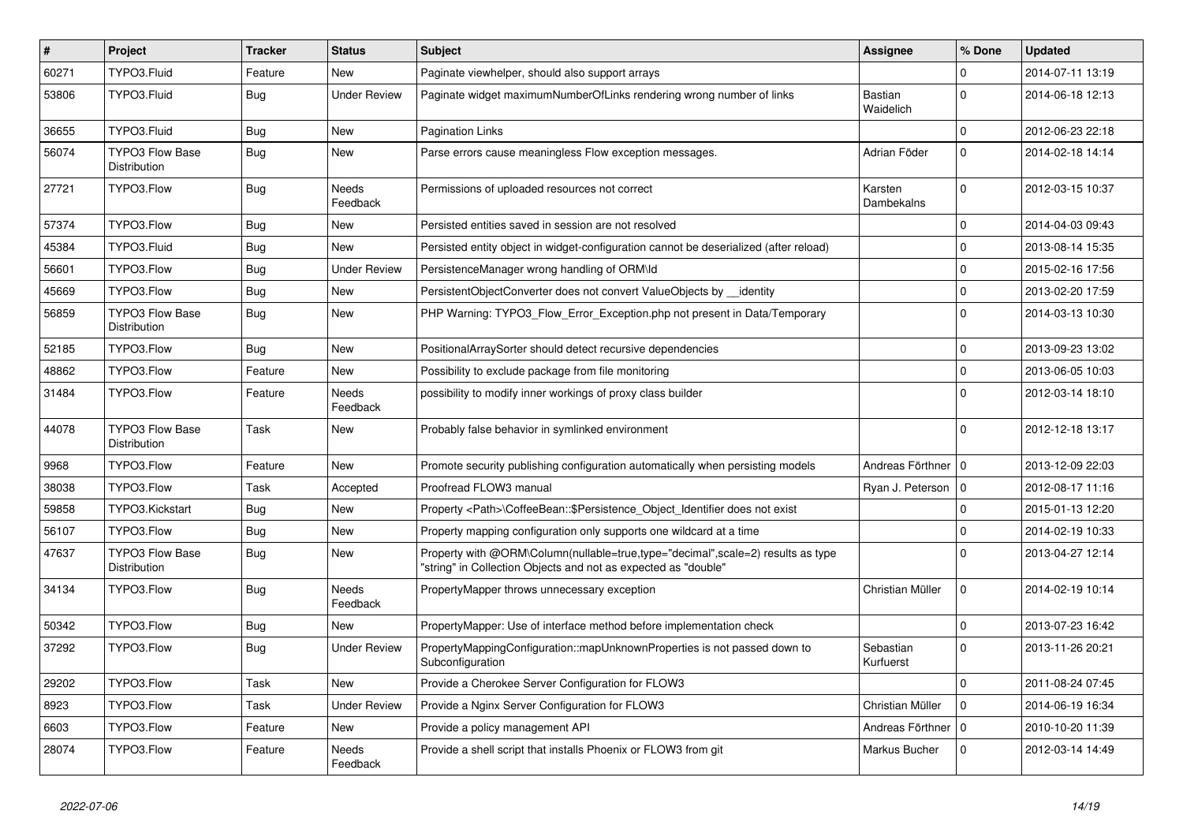| # | Project | Tracker | Status | Subject | Assignee | % Done | Updated |
|---|---|---|---|---|---|---|---|
| 60271 | TYPO3.Fluid | Feature | New | Paginate viewhelper, should also support arrays | | 0 | 2014-07-11 13:19 |
| 53806 | TYPO3.Fluid | Bug | Under Review | Paginate widget maximumNumberOfLinks rendering wrong number of links | Bastian Waidelich | 0 | 2014-06-18 12:13 |
| 36655 | TYPO3.Fluid | Bug | New | Pagination Links | | 0 | 2012-06-23 22:18 |
| 56074 | TYPO3 Flow Base Distribution | Bug | New | Parse errors cause meaningless Flow exception messages. | Adrian Föder | 0 | 2014-02-18 14:14 |
| 27721 | TYPO3.Flow | Bug | Needs Feedback | Permissions of uploaded resources not correct | Karsten Dambekalns | 0 | 2012-03-15 10:37 |
| 57374 | TYPO3.Flow | Bug | New | Persisted entities saved in session are not resolved | | 0 | 2014-04-03 09:43 |
| 45384 | TYPO3.Fluid | Bug | New | Persisted entity object in widget-configuration cannot be deserialized (after reload) | | 0 | 2013-08-14 15:35 |
| 56601 | TYPO3.Flow | Bug | Under Review | PersistenceManager wrong handling of ORM\Id | | 0 | 2015-02-16 17:56 |
| 45669 | TYPO3.Flow | Bug | New | PersistentObjectConverter does not convert ValueObjects by __identity | | 0 | 2013-02-20 17:59 |
| 56859 | TYPO3 Flow Base Distribution | Bug | New | PHP Warning: TYPO3_Flow_Error_Exception.php not present in Data/Temporary | | 0 | 2014-03-13 10:30 |
| 52185 | TYPO3.Flow | Bug | New | PositionalArraySorter should detect recursive dependencies | | 0 | 2013-09-23 13:02 |
| 48862 | TYPO3.Flow | Feature | New | Possibility to exclude package from file monitoring | | 0 | 2013-06-05 10:03 |
| 31484 | TYPO3.Flow | Feature | Needs Feedback | possibility to modify inner workings of proxy class builder | | 0 | 2012-03-14 18:10 |
| 44078 | TYPO3 Flow Base Distribution | Task | New | Probably false behavior in symlinked environment | | 0 | 2012-12-18 13:17 |
| 9968 | TYPO3.Flow | Feature | New | Promote security publishing configuration automatically when persisting models | Andreas Förthner | 0 | 2013-12-09 22:03 |
| 38038 | TYPO3.Flow | Task | Accepted | Proofread FLOW3 manual | Ryan J. Peterson | 0 | 2012-08-17 11:16 |
| 59858 | TYPO3.Kickstart | Bug | New | Property <Path>\CoffeeBean::$Persistence_Object_Identifier does not exist | | 0 | 2015-01-13 12:20 |
| 56107 | TYPO3.Flow | Bug | New | Property mapping configuration only supports one wildcard at a time | | 0 | 2014-02-19 10:33 |
| 47637 | TYPO3 Flow Base Distribution | Bug | New | Property with @ORM\Column(nullable=true,type="decimal",scale=2) results as type "string" in Collection Objects and not as expected as "double" | | 0 | 2013-04-27 12:14 |
| 34134 | TYPO3.Flow | Bug | Needs Feedback | PropertyMapper throws unnecessary exception | Christian Müller | 0 | 2014-02-19 10:14 |
| 50342 | TYPO3.Flow | Bug | New | PropertyMapper: Use of interface method before implementation check | | 0 | 2013-07-23 16:42 |
| 37292 | TYPO3.Flow | Bug | Under Review | PropertyMappingConfiguration::mapUnknownProperties is not passed down to Subconfiguration | Sebastian Kurfuerst | 0 | 2013-11-26 20:21 |
| 29202 | TYPO3.Flow | Task | New | Provide a Cherokee Server Configuration for FLOW3 | | 0 | 2011-08-24 07:45 |
| 8923 | TYPO3.Flow | Task | Under Review | Provide a Nginx Server Configuration for FLOW3 | Christian Müller | 0 | 2014-06-19 16:34 |
| 6603 | TYPO3.Flow | Feature | New | Provide a policy management API | Andreas Förthner | 0 | 2010-10-20 11:39 |
| 28074 | TYPO3.Flow | Feature | Needs Feedback | Provide a shell script that installs Phoenix or FLOW3 from git | Markus Bucher | 0 | 2012-03-14 14:49 |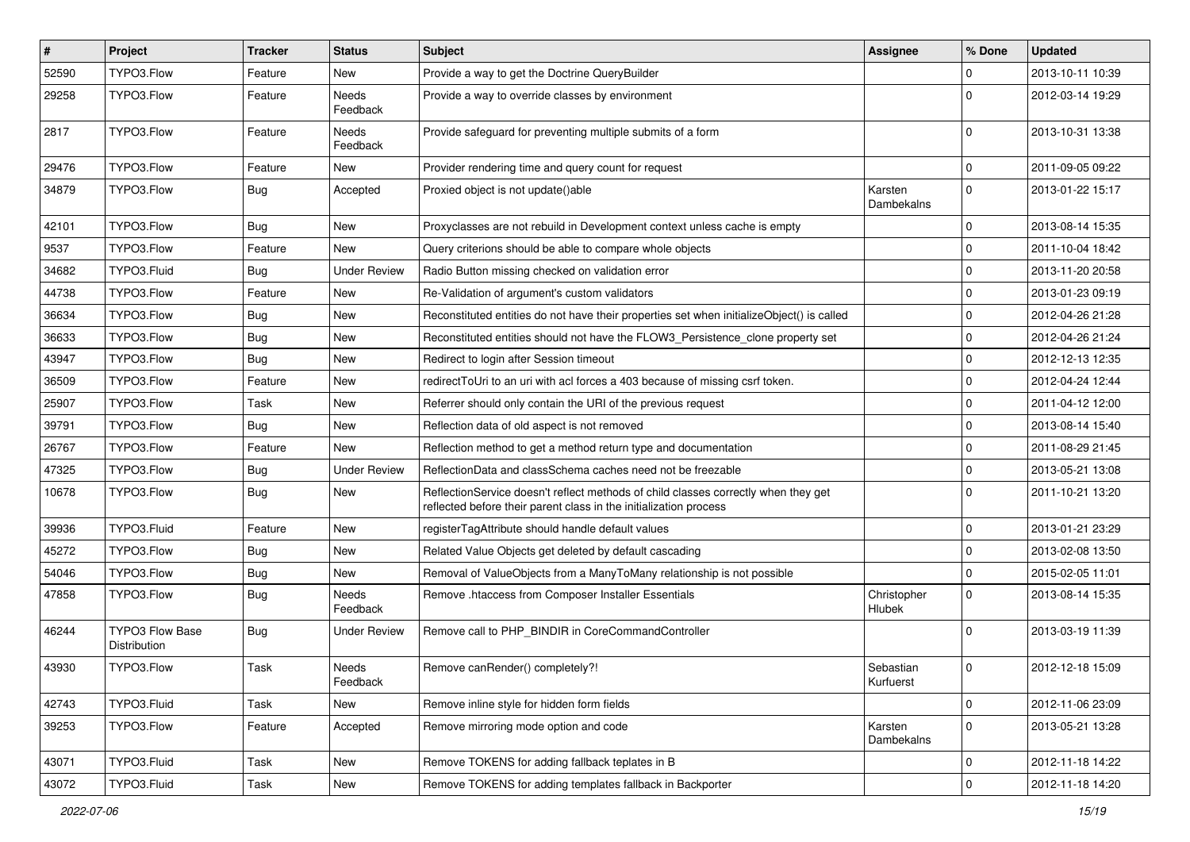| # | Project | Tracker | Status | Subject | Assignee | % Done | Updated |
|---|---|---|---|---|---|---|---|
| 52590 | TYPO3.Flow | Feature | New | Provide a way to get the Doctrine QueryBuilder | | 0 | 2013-10-11 10:39 |
| 29258 | TYPO3.Flow | Feature | Needs Feedback | Provide a way to override classes by environment | | 0 | 2012-03-14 19:29 |
| 2817 | TYPO3.Flow | Feature | Needs Feedback | Provide safeguard for preventing multiple submits of a form | | 0 | 2013-10-31 13:38 |
| 29476 | TYPO3.Flow | Feature | New | Provider rendering time and query count for request | | 0 | 2011-09-05 09:22 |
| 34879 | TYPO3.Flow | Bug | Accepted | Proxied object is not update()able | Karsten Dambekalns | 0 | 2013-01-22 15:17 |
| 42101 | TYPO3.Flow | Bug | New | Proxyclasses are not rebuild in Development context unless cache is empty | | 0 | 2013-08-14 15:35 |
| 9537 | TYPO3.Flow | Feature | New | Query criterions should be able to compare whole objects | | 0 | 2011-10-04 18:42 |
| 34682 | TYPO3.Fluid | Bug | Under Review | Radio Button missing checked on validation error | | 0 | 2013-11-20 20:58 |
| 44738 | TYPO3.Flow | Feature | New | Re-Validation of argument's custom validators | | 0 | 2013-01-23 09:19 |
| 36634 | TYPO3.Flow | Bug | New | Reconstituted entities do not have their properties set when initializeObject() is called | | 0 | 2012-04-26 21:28 |
| 36633 | TYPO3.Flow | Bug | New | Reconstituted entities should not have the FLOW3_Persistence_clone property set | | 0 | 2012-04-26 21:24 |
| 43947 | TYPO3.Flow | Bug | New | Redirect to login after Session timeout | | 0 | 2012-12-13 12:35 |
| 36509 | TYPO3.Flow | Feature | New | redirectToUri to an uri with acl forces a 403 because of missing csrf token. | | 0 | 2012-04-24 12:44 |
| 25907 | TYPO3.Flow | Task | New | Referrer should only contain the URI of the previous request | | 0 | 2011-04-12 12:00 |
| 39791 | TYPO3.Flow | Bug | New | Reflection data of old aspect is not removed | | 0 | 2013-08-14 15:40 |
| 26767 | TYPO3.Flow | Feature | New | Reflection method to get a method return type and documentation | | 0 | 2011-08-29 21:45 |
| 47325 | TYPO3.Flow | Bug | Under Review | ReflectionData and classSchema caches need not be freezable | | 0 | 2013-05-21 13:08 |
| 10678 | TYPO3.Flow | Bug | New | ReflectionService doesn't reflect methods of child classes correctly when they get reflected before their parent class in the initialization process | | 0 | 2011-10-21 13:20 |
| 39936 | TYPO3.Fluid | Feature | New | registerTagAttribute should handle default values | | 0 | 2013-01-21 23:29 |
| 45272 | TYPO3.Flow | Bug | New | Related Value Objects get deleted by default cascading | | 0 | 2013-02-08 13:50 |
| 54046 | TYPO3.Flow | Bug | New | Removal of ValueObjects from a ManyToMany relationship is not possible | | 0 | 2015-02-05 11:01 |
| 47858 | TYPO3.Flow | Bug | Needs Feedback | Remove .htaccess from Composer Installer Essentials | Christopher Hlubek | 0 | 2013-08-14 15:35 |
| 46244 | TYPO3 Flow Base Distribution | Bug | Under Review | Remove call to PHP_BINDIR in CoreCommandController | | 0 | 2013-03-19 11:39 |
| 43930 | TYPO3.Flow | Task | Needs Feedback | Remove canRender() completely?! | Sebastian Kurfuerst | 0 | 2012-12-18 15:09 |
| 42743 | TYPO3.Fluid | Task | New | Remove inline style for hidden form fields | | 0 | 2012-11-06 23:09 |
| 39253 | TYPO3.Flow | Feature | Accepted | Remove mirroring mode option and code | Karsten Dambekalns | 0 | 2013-05-21 13:28 |
| 43071 | TYPO3.Fluid | Task | New | Remove TOKENS for adding fallback teplates in B | | 0 | 2012-11-18 14:22 |
| 43072 | TYPO3.Fluid | Task | New | Remove TOKENS for adding templates fallback in Backporter | | 0 | 2012-11-18 14:20 |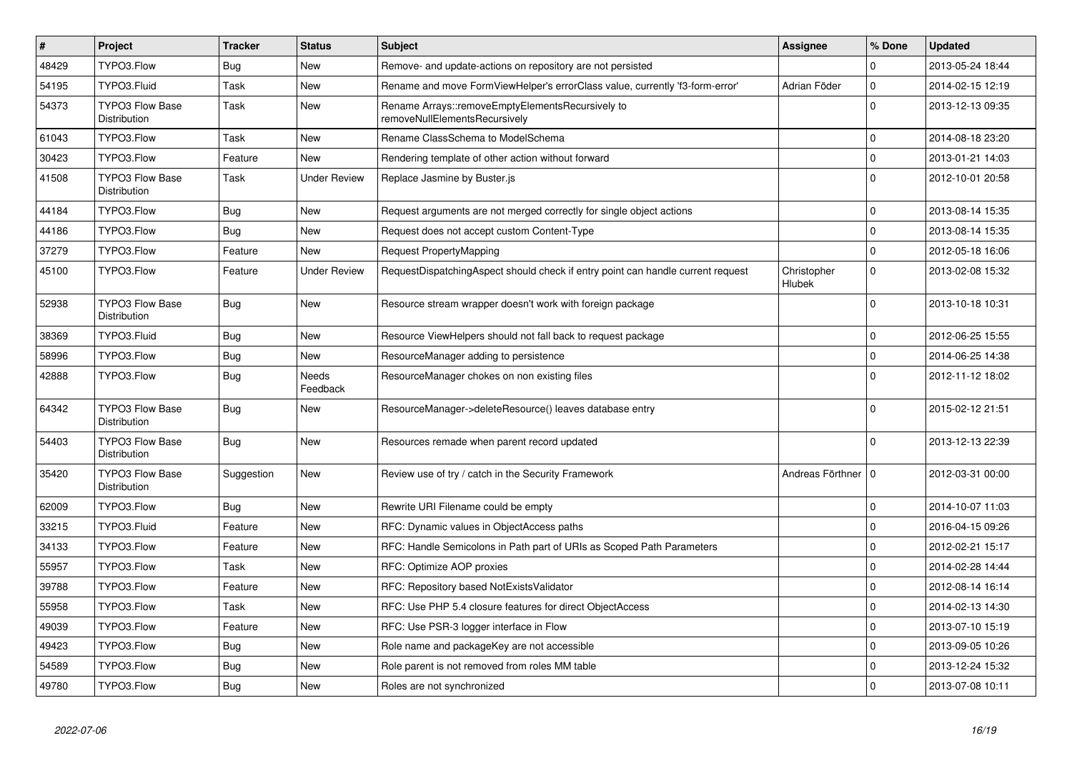| # | Project | Tracker | Status | Subject | Assignee | % Done | Updated |
|---|---|---|---|---|---|---|---|
| 48429 | TYPO3.Flow | Bug | New | Remove- and update-actions on repository are not persisted | | 0 | 2013-05-24 18:44 |
| 54195 | TYPO3.Fluid | Task | New | Rename and move FormViewHelper's errorClass value, currently 'f3-form-error' | Adrian Föder | 0 | 2014-02-15 12:19 |
| 54373 | TYPO3 Flow Base Distribution | Task | New | Rename Arrays::removeEmptyElementsRecursively to removeNullElementsRecursively | | 0 | 2013-12-13 09:35 |
| 61043 | TYPO3.Flow | Task | New | Rename ClassSchema to ModelSchema | | 0 | 2014-08-18 23:20 |
| 30423 | TYPO3.Flow | Feature | New | Rendering template of other action without forward | | 0 | 2013-01-21 14:03 |
| 41508 | TYPO3 Flow Base Distribution | Task | Under Review | Replace Jasmine by Buster.js | | 0 | 2012-10-01 20:58 |
| 44184 | TYPO3.Flow | Bug | New | Request arguments are not merged correctly for single object actions | | 0 | 2013-08-14 15:35 |
| 44186 | TYPO3.Flow | Bug | New | Request does not accept custom Content-Type | | 0 | 2013-08-14 15:35 |
| 37279 | TYPO3.Flow | Feature | New | Request PropertyMapping | | 0 | 2012-05-18 16:06 |
| 45100 | TYPO3.Flow | Feature | Under Review | RequestDispatchingAspect should check if entry point can handle current request | Christopher Hlubek | 0 | 2013-02-08 15:32 |
| 52938 | TYPO3 Flow Base Distribution | Bug | New | Resource stream wrapper doesn't work with foreign package | | 0 | 2013-10-18 10:31 |
| 38369 | TYPO3.Fluid | Bug | New | Resource ViewHelpers should not fall back to request package | | 0 | 2012-06-25 15:55 |
| 58996 | TYPO3.Flow | Bug | New | ResourceManager adding to persistence | | 0 | 2014-06-25 14:38 |
| 42888 | TYPO3.Flow | Bug | Needs Feedback | ResourceManager chokes on non existing files | | 0 | 2012-11-12 18:02 |
| 64342 | TYPO3 Flow Base Distribution | Bug | New | ResourceManager->deleteResource() leaves database entry | | 0 | 2015-02-12 21:51 |
| 54403 | TYPO3 Flow Base Distribution | Bug | New | Resources remade when parent record updated | | 0 | 2013-12-13 22:39 |
| 35420 | TYPO3 Flow Base Distribution | Suggestion | New | Review use of try / catch in the Security Framework | Andreas Förthner | 0 | 2012-03-31 00:00 |
| 62009 | TYPO3.Flow | Bug | New | Rewrite URI Filename could be empty | | 0 | 2014-10-07 11:03 |
| 33215 | TYPO3.Fluid | Feature | New | RFC: Dynamic values in ObjectAccess paths | | 0 | 2016-04-15 09:26 |
| 34133 | TYPO3.Flow | Feature | New | RFC: Handle Semicolons in Path part of URIs as Scoped Path Parameters | | 0 | 2012-02-21 15:17 |
| 55957 | TYPO3.Flow | Task | New | RFC: Optimize AOP proxies | | 0 | 2014-02-28 14:44 |
| 39788 | TYPO3.Flow | Feature | New | RFC: Repository based NotExistsValidator | | 0 | 2012-08-14 16:14 |
| 55958 | TYPO3.Flow | Task | New | RFC: Use PHP 5.4 closure features for direct ObjectAccess | | 0 | 2014-02-13 14:30 |
| 49039 | TYPO3.Flow | Feature | New | RFC: Use PSR-3 logger interface in Flow | | 0 | 2013-07-10 15:19 |
| 49423 | TYPO3.Flow | Bug | New | Role name and packageKey are not accessible | | 0 | 2013-09-05 10:26 |
| 54589 | TYPO3.Flow | Bug | New | Role parent is not removed from roles MM table | | 0 | 2013-12-24 15:32 |
| 49780 | TYPO3.Flow | Bug | New | Roles are not synchronized | | 0 | 2013-07-08 10:11 |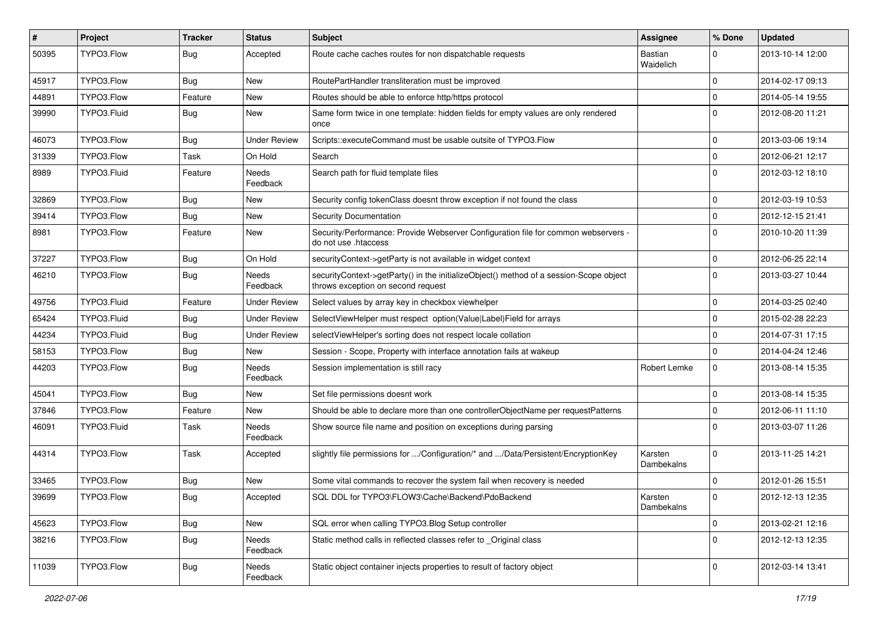| # | Project | Tracker | Status | Subject | Assignee | % Done | Updated |
|---|---|---|---|---|---|---|---|
| 50395 | TYPO3.Flow | Bug | Accepted | Route cache caches routes for non dispatchable requests | Bastian Waidelich | 0 | 2013-10-14 12:00 |
| 45917 | TYPO3.Flow | Bug | New | RoutePartHandler transliteration must be improved | | 0 | 2014-02-17 09:13 |
| 44891 | TYPO3.Flow | Feature | New | Routes should be able to enforce http/https protocol | | 0 | 2014-05-14 19:55 |
| 39990 | TYPO3.Fluid | Bug | New | Same form twice in one template: hidden fields for empty values are only rendered once | | 0 | 2012-08-20 11:21 |
| 46073 | TYPO3.Flow | Bug | Under Review | Scripts::executeCommand must be usable outsite of TYPO3.Flow | | 0 | 2013-03-06 19:14 |
| 31339 | TYPO3.Flow | Task | On Hold | Search | | 0 | 2012-06-21 12:17 |
| 8989 | TYPO3.Fluid | Feature | Needs Feedback | Search path for fluid template files | | 0 | 2012-03-12 18:10 |
| 32869 | TYPO3.Flow | Bug | New | Security config tokenClass doesnt throw exception if not found the class | | 0 | 2012-03-19 10:53 |
| 39414 | TYPO3.Flow | Bug | New | Security Documentation | | 0 | 2012-12-15 21:41 |
| 8981 | TYPO3.Flow | Feature | New | Security/Performance: Provide Webserver Configuration file for common webservers - do not use .htaccess | | 0 | 2010-10-20 11:39 |
| 37227 | TYPO3.Flow | Bug | On Hold | securityContext->getParty is not available in widget context | | 0 | 2012-06-25 22:14 |
| 46210 | TYPO3.Flow | Bug | Needs Feedback | securityContext->getParty() in the initializeObject() method of a session-Scope object throws exception on second request | | 0 | 2013-03-27 10:44 |
| 49756 | TYPO3.Fluid | Feature | Under Review | Select values by array key in checkbox viewhelper | | 0 | 2014-03-25 02:40 |
| 65424 | TYPO3.Fluid | Bug | Under Review | SelectViewHelper must respect option(Value\|Label)Field for arrays | | 0 | 2015-02-28 22:23 |
| 44234 | TYPO3.Fluid | Bug | Under Review | selectViewHelper's sorting does not respect locale collation | | 0 | 2014-07-31 17:15 |
| 58153 | TYPO3.Flow | Bug | New | Session - Scope, Property with interface annotation fails at wakeup | | 0 | 2014-04-24 12:46 |
| 44203 | TYPO3.Flow | Bug | Needs Feedback | Session implementation is still racy | Robert Lemke | 0 | 2013-08-14 15:35 |
| 45041 | TYPO3.Flow | Bug | New | Set file permissions doesnt work | | 0 | 2013-08-14 15:35 |
| 37846 | TYPO3.Flow | Feature | New | Should be able to declare more than one controllerObjectName per requestPatterns | | 0 | 2012-06-11 11:10 |
| 46091 | TYPO3.Fluid | Task | Needs Feedback | Show source file name and position on exceptions during parsing | | 0 | 2013-03-07 11:26 |
| 44314 | TYPO3.Flow | Task | Accepted | slightly file permissions for .../Configuration/* and .../Data/Persistent/EncryptionKey | Karsten Dambekalns | 0 | 2013-11-25 14:21 |
| 33465 | TYPO3.Flow | Bug | New | Some vital commands to recover the system fail when recovery is needed | | 0 | 2012-01-26 15:51 |
| 39699 | TYPO3.Flow | Bug | Accepted | SQL DDL for TYPO3\FLOW3\Cache\Backend\PdoBackend | Karsten Dambekalns | 0 | 2012-12-13 12:35 |
| 45623 | TYPO3.Flow | Bug | New | SQL error when calling TYPO3.Blog Setup controller | | 0 | 2013-02-21 12:16 |
| 38216 | TYPO3.Flow | Bug | Needs Feedback | Static method calls in reflected classes refer to _Original class | | 0 | 2012-12-13 12:35 |
| 11039 | TYPO3.Flow | Bug | Needs Feedback | Static object container injects properties to result of factory object | | 0 | 2012-03-14 13:41 |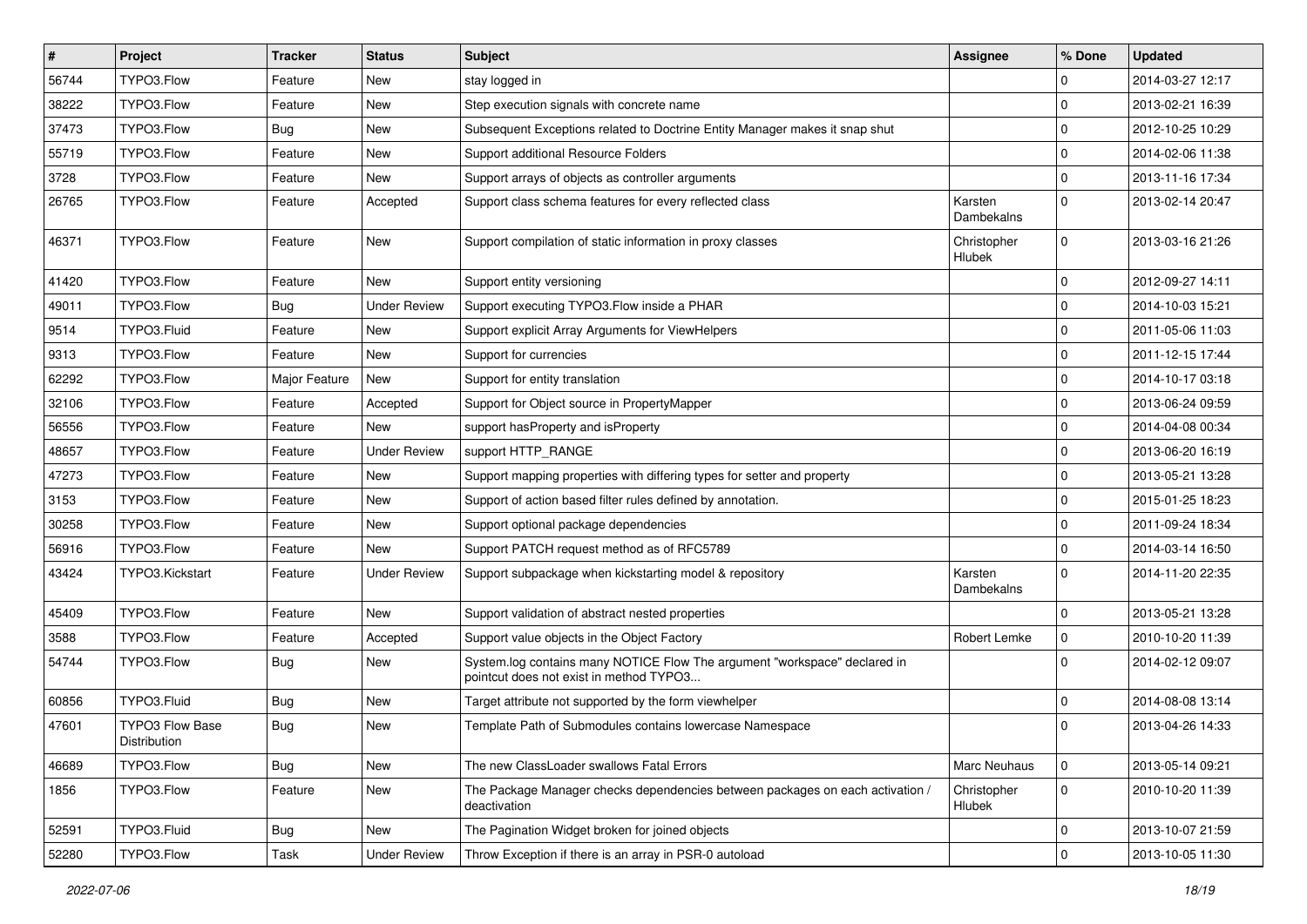| # | Project | Tracker | Status | Subject | Assignee | % Done | Updated |
|---|---|---|---|---|---|---|---|
| 56744 | TYPO3.Flow | Feature | New | stay logged in | | 0 | 2014-03-27 12:17 |
| 38222 | TYPO3.Flow | Feature | New | Step execution signals with concrete name | | 0 | 2013-02-21 16:39 |
| 37473 | TYPO3.Flow | Bug | New | Subsequent Exceptions related to Doctrine Entity Manager makes it snap shut | | 0 | 2012-10-25 10:29 |
| 55719 | TYPO3.Flow | Feature | New | Support additional Resource Folders | | 0 | 2014-02-06 11:38 |
| 3728 | TYPO3.Flow | Feature | New | Support arrays of objects as controller arguments | | 0 | 2013-11-16 17:34 |
| 26765 | TYPO3.Flow | Feature | Accepted | Support class schema features for every reflected class | Karsten Dambekalns | 0 | 2013-02-14 20:47 |
| 46371 | TYPO3.Flow | Feature | New | Support compilation of static information in proxy classes | Christopher Hlubek | 0 | 2013-03-16 21:26 |
| 41420 | TYPO3.Flow | Feature | New | Support entity versioning | | 0 | 2012-09-27 14:11 |
| 49011 | TYPO3.Flow | Bug | Under Review | Support executing TYPO3.Flow inside a PHAR | | 0 | 2014-10-03 15:21 |
| 9514 | TYPO3.Fluid | Feature | New | Support explicit Array Arguments for ViewHelpers | | 0 | 2011-05-06 11:03 |
| 9313 | TYPO3.Flow | Feature | New | Support for currencies | | 0 | 2011-12-15 17:44 |
| 62292 | TYPO3.Flow | Major Feature | New | Support for entity translation | | 0 | 2014-10-17 03:18 |
| 32106 | TYPO3.Flow | Feature | Accepted | Support for Object source in PropertyMapper | | 0 | 2013-06-24 09:59 |
| 56556 | TYPO3.Flow | Feature | New | support hasProperty and isProperty | | 0 | 2014-04-08 00:34 |
| 48657 | TYPO3.Flow | Feature | Under Review | support HTTP_RANGE | | 0 | 2013-06-20 16:19 |
| 47273 | TYPO3.Flow | Feature | New | Support mapping properties with differing types for setter and property | | 0 | 2013-05-21 13:28 |
| 3153 | TYPO3.Flow | Feature | New | Support of action based filter rules defined by annotation. | | 0 | 2015-01-25 18:23 |
| 30258 | TYPO3.Flow | Feature | New | Support optional package dependencies | | 0 | 2011-09-24 18:34 |
| 56916 | TYPO3.Flow | Feature | New | Support PATCH request method as of RFC5789 | | 0 | 2014-03-14 16:50 |
| 43424 | TYPO3.Kickstart | Feature | Under Review | Support subpackage when kickstarting model & repository | Karsten Dambekalns | 0 | 2014-11-20 22:35 |
| 45409 | TYPO3.Flow | Feature | New | Support validation of abstract nested properties | | 0 | 2013-05-21 13:28 |
| 3588 | TYPO3.Flow | Feature | Accepted | Support value objects in the Object Factory | Robert Lemke | 0 | 2010-10-20 11:39 |
| 54744 | TYPO3.Flow | Bug | New | System.log contains many NOTICE Flow The argument "workspace" declared in pointcut does not exist in method TYPO3... | | 0 | 2014-02-12 09:07 |
| 60856 | TYPO3.Fluid | Bug | New | Target attribute not supported by the form viewhelper | | 0 | 2014-08-08 13:14 |
| 47601 | TYPO3 Flow Base Distribution | Bug | New | Template Path of Submodules contains lowercase Namespace | | 0 | 2013-04-26 14:33 |
| 46689 | TYPO3.Flow | Bug | New | The new ClassLoader swallows Fatal Errors | Marc Neuhaus | 0 | 2013-05-14 09:21 |
| 1856 | TYPO3.Flow | Feature | New | The Package Manager checks dependencies between packages on each activation / deactivation | Christopher Hlubek | 0 | 2010-10-20 11:39 |
| 52591 | TYPO3.Fluid | Bug | New | The Pagination Widget broken for joined objects | | 0 | 2013-10-07 21:59 |
| 52280 | TYPO3.Flow | Task | Under Review | Throw Exception if there is an array in PSR-0 autoload | | 0 | 2013-10-05 11:30 |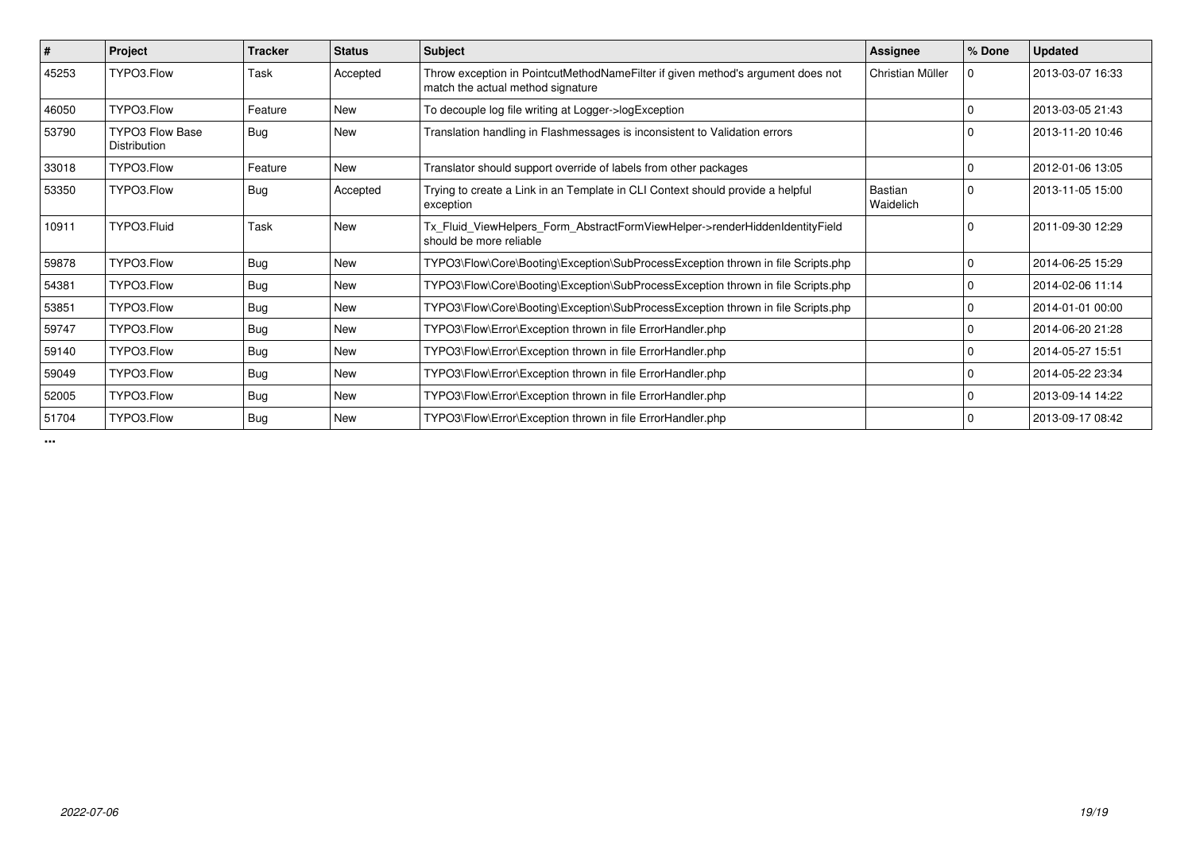| # | Project | Tracker | Status | Subject | Assignee | % Done | Updated |
| --- | --- | --- | --- | --- | --- | --- | --- |
| 45253 | TYPO3.Flow | Task | Accepted | Throw exception in PointcutMethodNameFilter if given method's argument does not match the actual method signature | Christian Müller | 0 | 2013-03-07 16:33 |
| 46050 | TYPO3.Flow | Feature | New | To decouple log file writing at Logger->logException | | 0 | 2013-03-05 21:43 |
| 53790 | TYPO3 Flow Base Distribution | Bug | New | Translation handling in Flashmessages is inconsistent to Validation errors | | 0 | 2013-11-20 10:46 |
| 33018 | TYPO3.Flow | Feature | New | Translator should support override of labels from other packages | | 0 | 2012-01-06 13:05 |
| 53350 | TYPO3.Flow | Bug | Accepted | Trying to create a Link in an Template in CLI Context should provide a helpful exception | Bastian Waidelich | 0 | 2013-11-05 15:00 |
| 10911 | TYPO3.Fluid | Task | New | Tx_Fluid_ViewHelpers_Form_AbstractFormViewHelper->renderHiddenIdentityField should be more reliable | | 0 | 2011-09-30 12:29 |
| 59878 | TYPO3.Flow | Bug | New | TYPO3\Flow\Core\Booting\Exception\SubProcessException thrown in file Scripts.php | | 0 | 2014-06-25 15:29 |
| 54381 | TYPO3.Flow | Bug | New | TYPO3\Flow\Core\Booting\Exception\SubProcessException thrown in file Scripts.php | | 0 | 2014-02-06 11:14 |
| 53851 | TYPO3.Flow | Bug | New | TYPO3\Flow\Core\Booting\Exception\SubProcessException thrown in file Scripts.php | | 0 | 2014-01-01 00:00 |
| 59747 | TYPO3.Flow | Bug | New | TYPO3\Flow\Error\Exception thrown in file ErrorHandler.php | | 0 | 2014-06-20 21:28 |
| 59140 | TYPO3.Flow | Bug | New | TYPO3\Flow\Error\Exception thrown in file ErrorHandler.php | | 0 | 2014-05-27 15:51 |
| 59049 | TYPO3.Flow | Bug | New | TYPO3\Flow\Error\Exception thrown in file ErrorHandler.php | | 0 | 2014-05-22 23:34 |
| 52005 | TYPO3.Flow | Bug | New | TYPO3\Flow\Error\Exception thrown in file ErrorHandler.php | | 0 | 2013-09-14 14:22 |
| 51704 | TYPO3.Flow | Bug | New | TYPO3\Flow\Error\Exception thrown in file ErrorHandler.php | | 0 | 2013-09-17 08:42 |

...